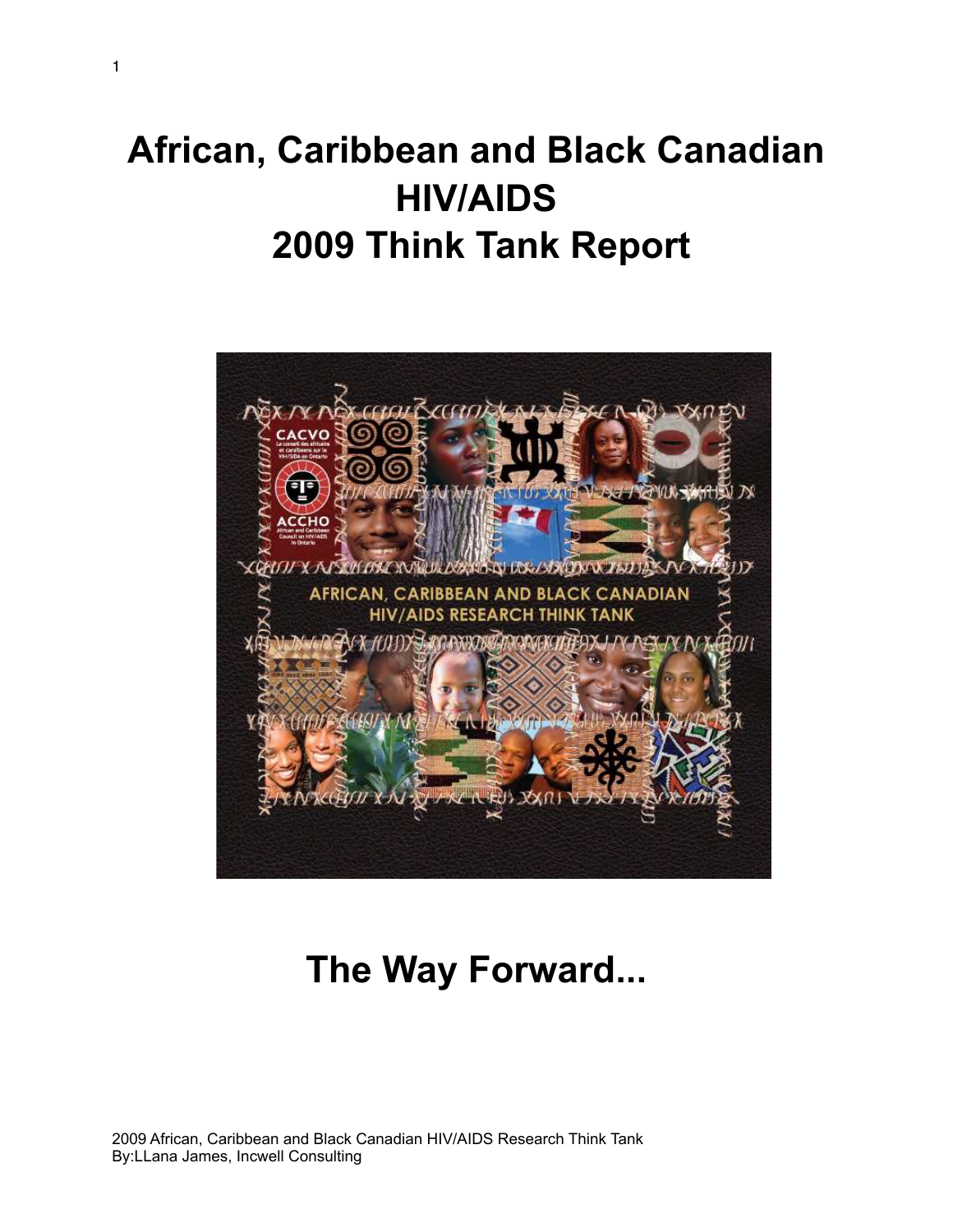# African, Caribbean and Black Canadian HIV/AIDS 2009 Think Tank Report

# The Way Forward...

2009 African, Caribbean and Black Canadian HIV/AIDS Research Think Tank
By:LLana James, Incwell Consulting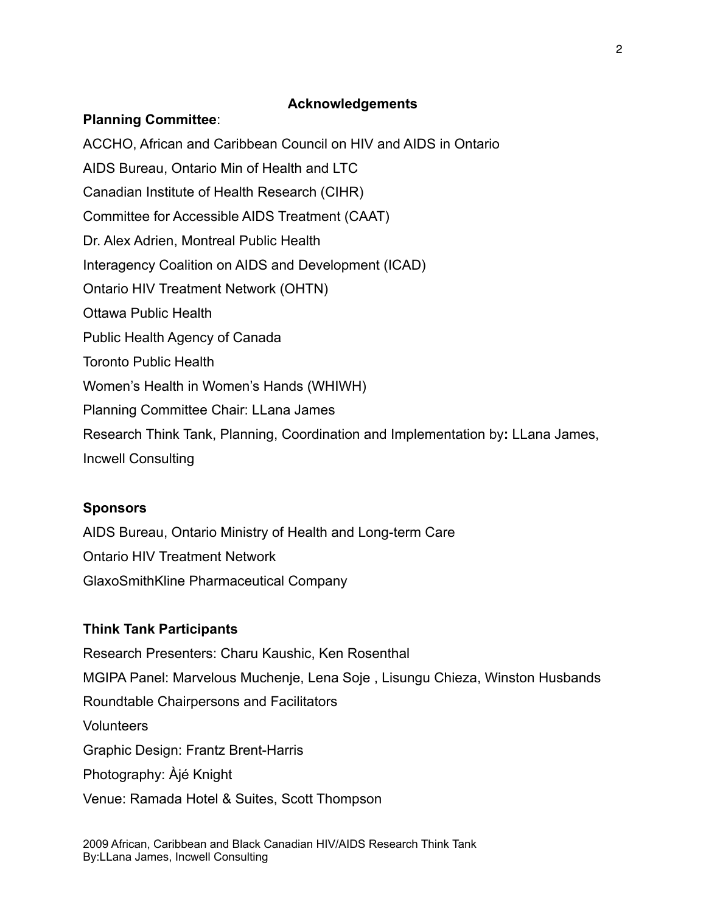## Acknowledgements

**Planning Committee**:

ACCHO, African and Caribbean Council on HIV and AIDS in Ontario

AIDS Bureau, Ontario Min of Health and LTC

Canadian Institute of Health Research (CIHR)

Committee for Accessible AIDS Treatment (CAAT)

Dr. Alex Adrien, Montreal Public Health

Interagency Coalition on AIDS and Development (ICAD)

Ontario HIV Treatment Network (OHTN)

Ottawa Public Health

Public Health Agency of Canada

Toronto Public Health

Women's Health in Women's Hands (WHIWH)

Planning Committee Chair: LLana James

Research Think Tank, Planning, Coordination and Implementation by**:** LLana James, Incwell Consulting

**Sponsors**

AIDS Bureau, Ontario Ministry of Health and Long-term Care

Ontario HIV Treatment Network

GlaxoSmithKline Pharmaceutical Company

**Think Tank Participants**

Research Presenters: Charu Kaushic, Ken Rosenthal

MGIPA Panel: Marvelous Muchenje, Lena Soje , Lisungu Chieza, Winston Husbands

Roundtable Chairpersons and Facilitators

Volunteers

Graphic Design: Frantz Brent-Harris

Photography: Àjé Knight

Venue: Ramada Hotel & Suites, Scott Thompson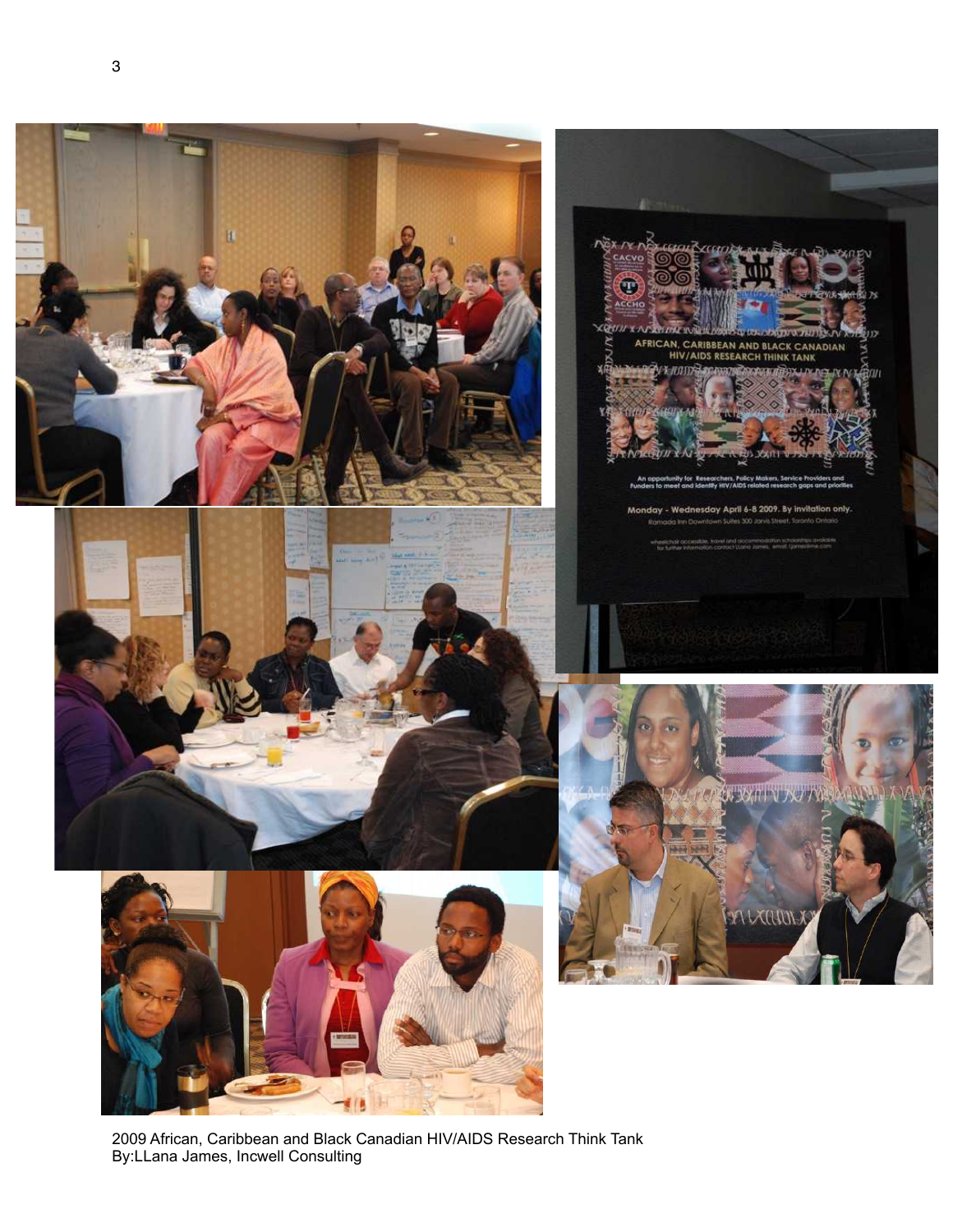2009 African, Caribbean and Black Canadian HIV/AIDS Research Think Tank
By:LLana James, Incwell Consulting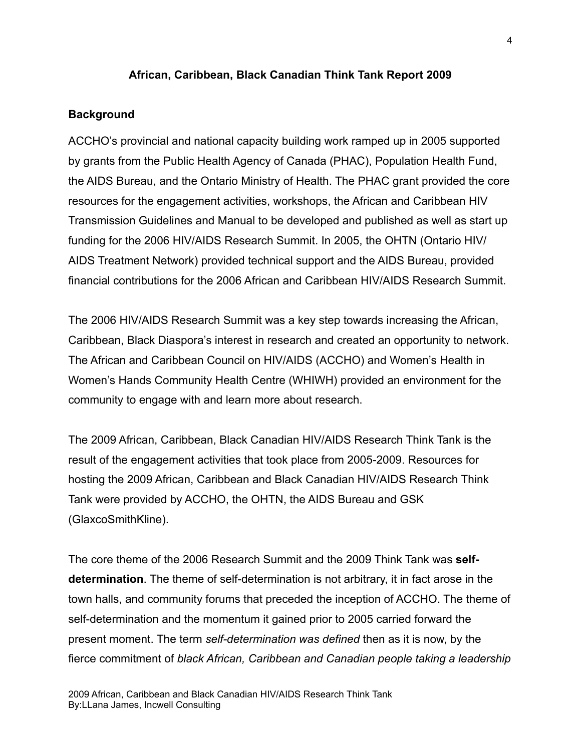## African, Caribbean, Black Canadian Think Tank Report 2009

### Background

ACCHO's provincial and national capacity building work ramped up in 2005 supported by grants from the Public Health Agency of Canada (PHAC), Population Health Fund, the AIDS Bureau, and the Ontario Ministry of Health. The PHAC grant provided the core resources for the engagement activities, workshops, the African and Caribbean HIV Transmission Guidelines and Manual to be developed and published as well as start up funding for the 2006 HIV/AIDS Research Summit. In 2005, the OHTN (Ontario HIV/AIDS Treatment Network) provided technical support and the AIDS Bureau, provided financial contributions for the 2006 African and Caribbean HIV/AIDS Research Summit.

The 2006 HIV/AIDS Research Summit was a key step towards increasing the African, Caribbean, Black Diaspora's interest in research and created an opportunity to network. The African and Caribbean Council on HIV/AIDS (ACCHO) and Women's Health in Women's Hands Community Health Centre (WHIWH) provided an environment for the community to engage with and learn more about research.

The 2009 African, Caribbean, Black Canadian HIV/AIDS Research Think Tank is the result of the engagement activities that took place from 2005-2009. Resources for hosting the 2009 African, Caribbean and Black Canadian HIV/AIDS Research Think Tank were provided by ACCHO, the OHTN, the AIDS Bureau and GSK (GlaxcoSmithKline).

The core theme of the 2006 Research Summit and the 2009 Think Tank was **self-determination**. The theme of self-determination is not arbitrary, it in fact arose in the town halls, and community forums that preceded the inception of ACCHO. The theme of self-determination and the momentum it gained prior to 2005 carried forward the present moment. The term *self-determination was defined* then as it is now, by the fierce commitment of *black African, Caribbean and Canadian people taking a leadership*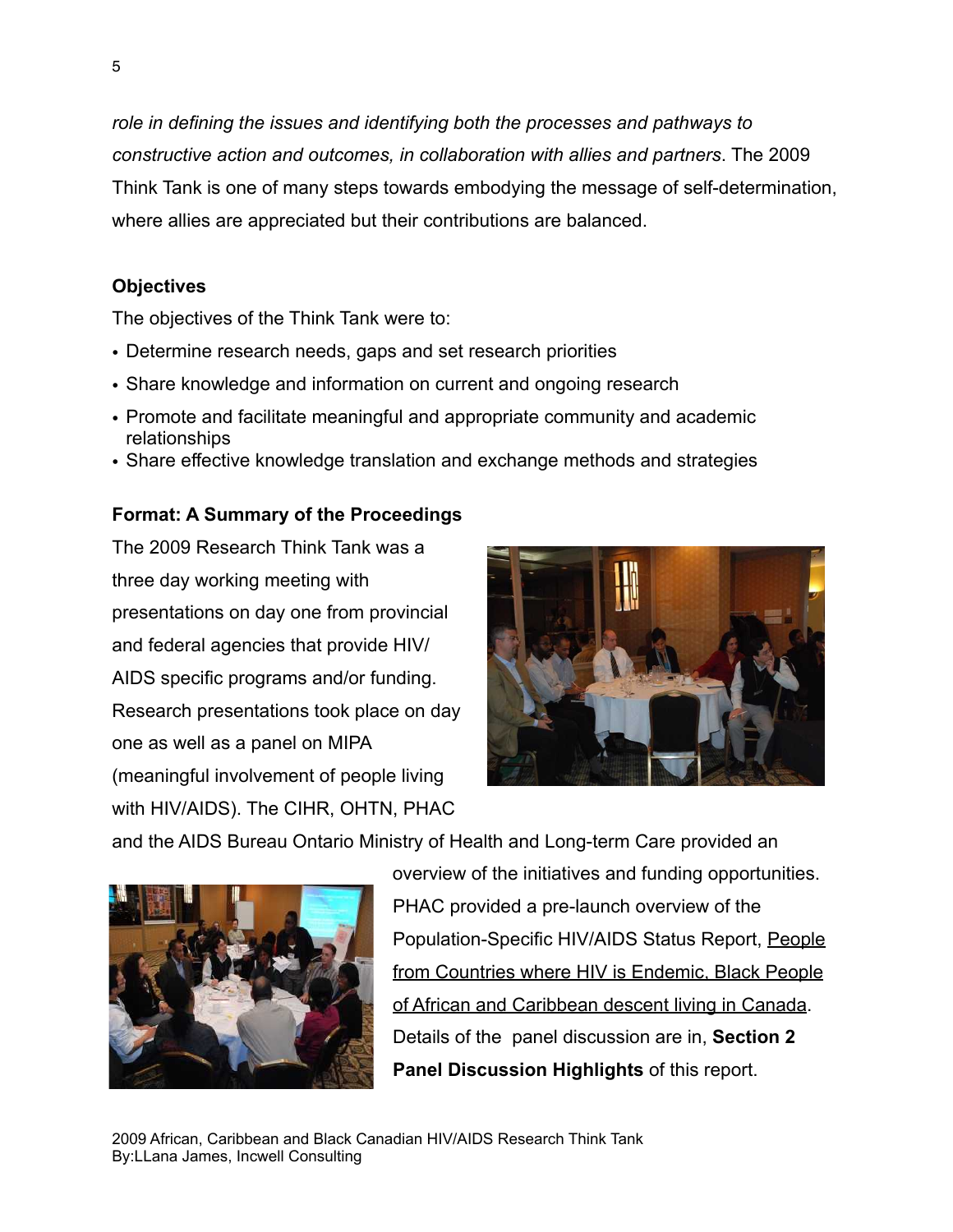*role in defining the issues and identifying both the processes and pathways to constructive action and outcomes, in collaboration with allies and partners*. The 2009 Think Tank is one of many steps towards embodying the message of self-determination, where allies are appreciated but their contributions are balanced.

**Objectives**

The objectives of the Think Tank were to:

- Determine research needs, gaps and set research priorities
- Share knowledge and information on current and ongoing research
- Promote and facilitate meaningful and appropriate community and academic relationships
- Share effective knowledge translation and exchange methods and strategies

**Format: A Summary of the Proceedings**

The 2009 Research Think Tank was a three day working meeting with presentations on day one from provincial and federal agencies that provide HIV/AIDS specific programs and/or funding. Research presentations took place on day one as well as a panel on MIPA (meaningful involvement of people living with HIV/AIDS). The CIHR, OHTN, PHAC and the AIDS Bureau Ontario Ministry of Health and Long-term Care provided an overview of the initiatives and funding opportunities. PHAC provided a pre-launch overview of the Population-Specific HIV/AIDS Status Report, People from Countries where HIV is Endemic, Black People of African and Caribbean descent living in Canada. Details of the panel discussion are in, **Section 2 Panel Discussion Highlights** of this report.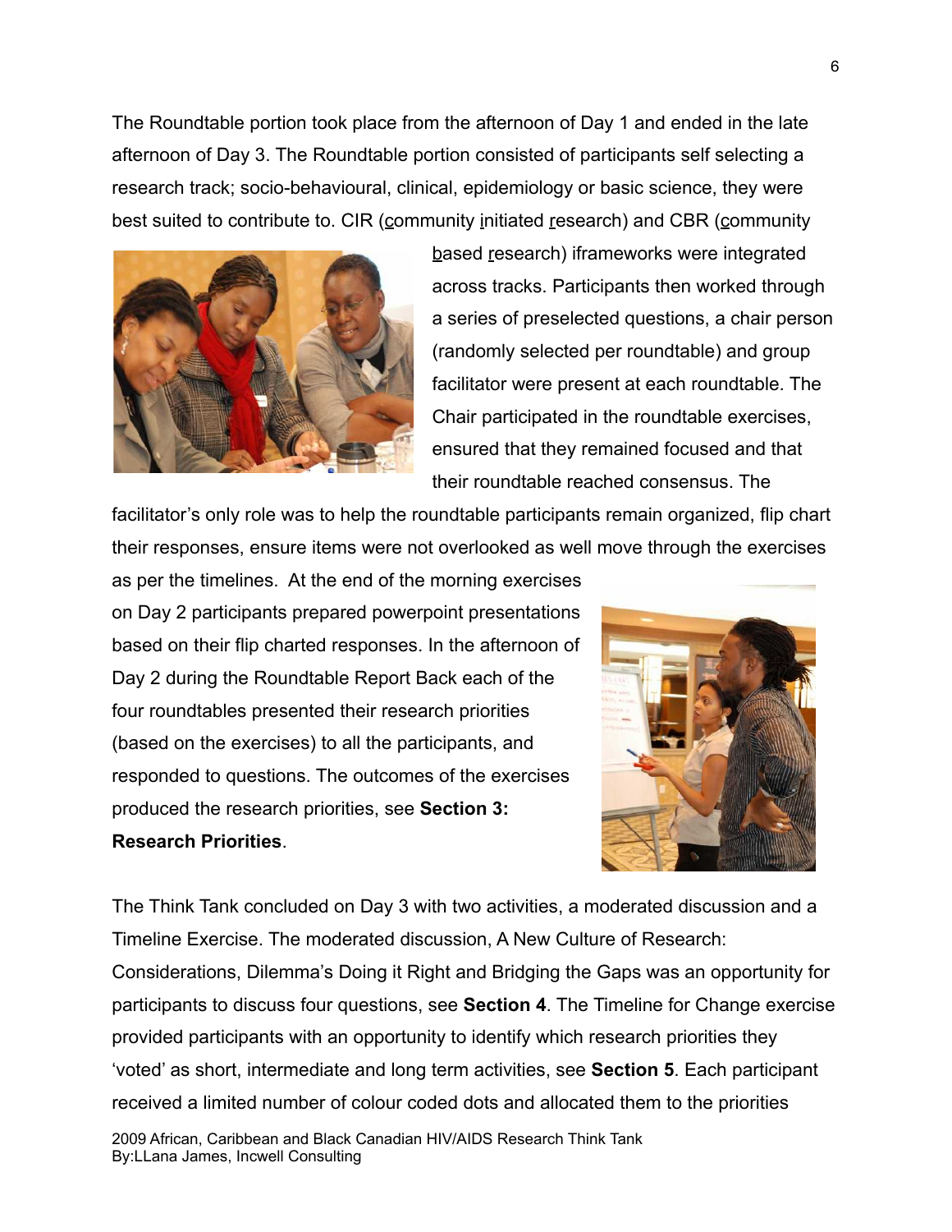The Roundtable portion took place from the afternoon of Day 1 and ended in the late afternoon of Day 3. The Roundtable portion consisted of participants self selecting a research track; socio-behavioural, clinical, epidemiology or basic science, they were best suited to contribute to. CIR (community initiated research) and CBR (community based research) iframeworks were integrated across tracks. Participants then worked through a series of preselected questions, a chair person (randomly selected per roundtable) and group facilitator were present at each roundtable. The Chair participated in the roundtable exercises, ensured that they remained focused and that their roundtable reached consensus. The facilitator's only role was to help the roundtable participants remain organized, flip chart their responses, ensure items were not overlooked as well move through the exercises as per the timelines. At the end of the morning exercises on Day 2 participants prepared powerpoint presentations based on their flip charted responses. In the afternoon of Day 2 during the Roundtable Report Back each of the four roundtables presented their research priorities (based on the exercises) to all the participants, and responded to questions. The outcomes of the exercises produced the research priorities, see **Section 3: Research Priorities**.

The Think Tank concluded on Day 3 with two activities, a moderated discussion and a Timeline Exercise. The moderated discussion, A New Culture of Research: Considerations, Dilemma's Doing it Right and Bridging the Gaps was an opportunity for participants to discuss four questions, see **Section 4**. The Timeline for Change exercise provided participants with an opportunity to identify which research priorities they 'voted' as short, intermediate and long term activities, see **Section 5**. Each participant received a limited number of colour coded dots and allocated them to the priorities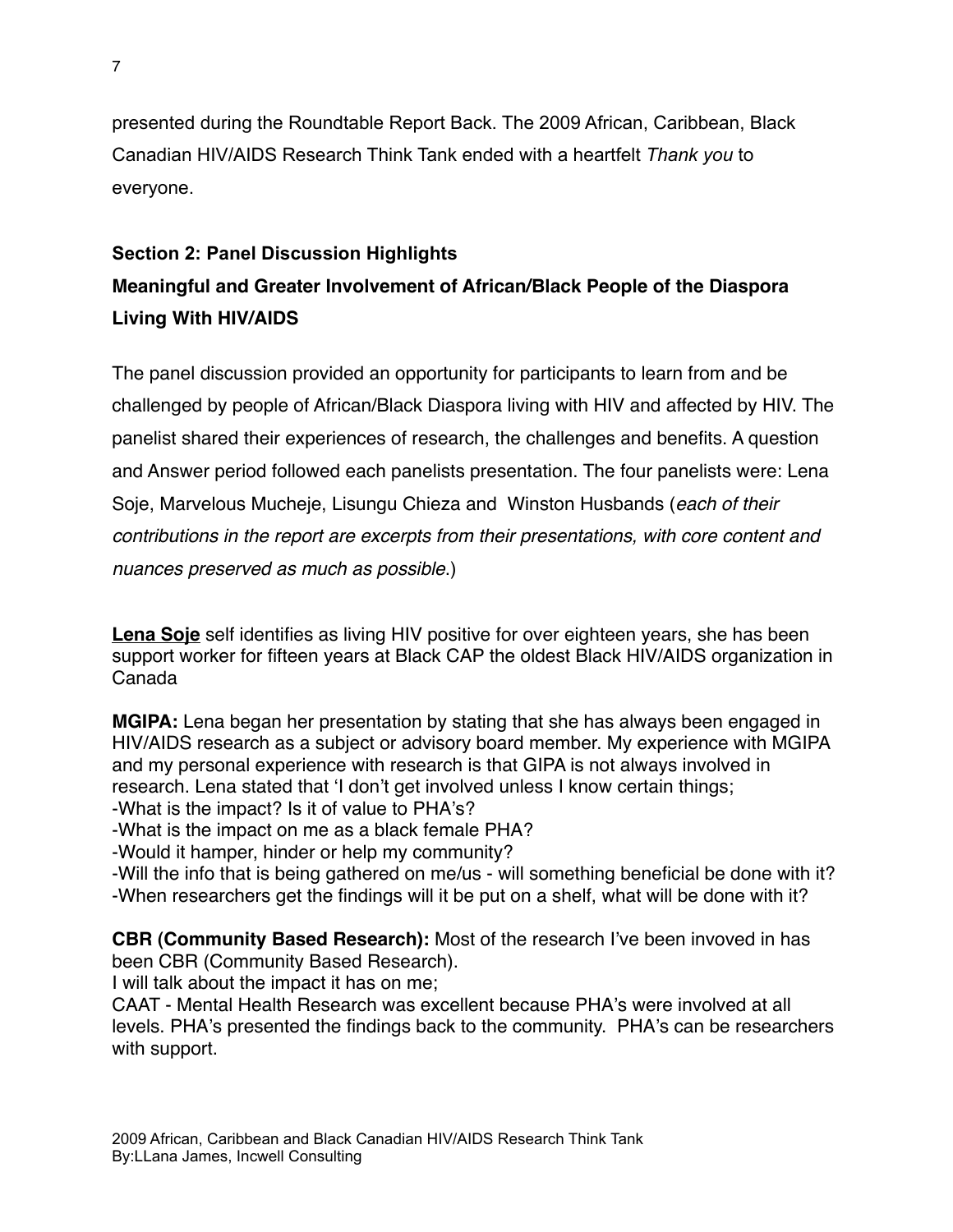presented during the Roundtable Report Back. The 2009 African, Caribbean, Black Canadian HIV/AIDS Research Think Tank ended with a heartfelt *Thank you* to everyone.

## Section 2: Panel Discussion Highlights

## Meaningful and Greater Involvement of African/Black People of the Diaspora Living With HIV/AIDS

The panel discussion provided an opportunity for participants to learn from and be challenged by people of African/Black Diaspora living with HIV and affected by HIV. The panelist shared their experiences of research, the challenges and benefits. A question and Answer period followed each panelists presentation. The four panelists were: Lena Soje, Marvelous Mucheje, Lisungu Chieza and Winston Husbands (*each of their contributions in the report are excerpts from their presentations, with core content and nuances preserved as much as possible.*)

**Lena Soje** self identifies as living HIV positive for over eighteen years, she has been support worker for fifteen years at Black CAP the oldest Black HIV/AIDS organization in Canada

**MGIPA:** Lena began her presentation by stating that she has always been engaged in HIV/AIDS research as a subject or advisory board member. My experience with MGIPA and my personal experience with research is that GIPA is not always involved in research. Lena stated that 'I don't get involved unless I know certain things;

-What is the impact? Is it of value to PHA's?
-What is the impact on me as a black female PHA?
-Would it hamper, hinder or help my community?
-Will the info that is being gathered on me/us - will something beneficial be done with it?
-When researchers get the findings will it be put on a shelf, what will be done with it?

**CBR (Community Based Research):** Most of the research I've been invoved in has been CBR (Community Based Research).
I will talk about the impact it has on me;
CAAT - Mental Health Research was excellent because PHA's were involved at all levels. PHA's presented the findings back to the community. PHA's can be researchers with support.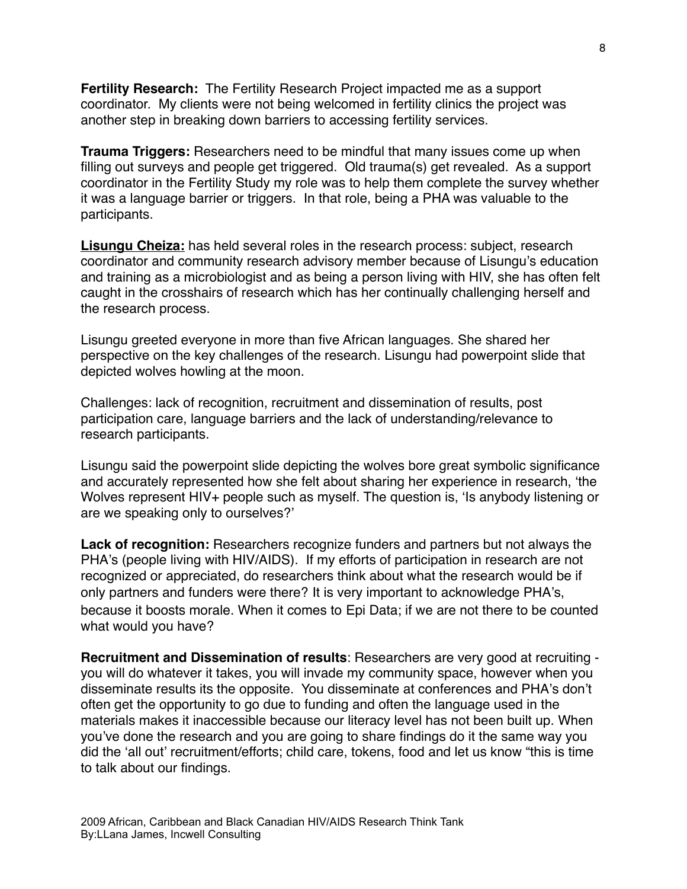**Fertility Research:** The Fertility Research Project impacted me as a support coordinator. My clients were not being welcomed in fertility clinics the project was another step in breaking down barriers to accessing fertility services.

**Trauma Triggers:** Researchers need to be mindful that many issues come up when filling out surveys and people get triggered. Old trauma(s) get revealed. As a support coordinator in the Fertility Study my role was to help them complete the survey whether it was a language barrier or triggers. In that role, being a PHA was valuable to the participants.

**Lisungu Cheiza:** has held several roles in the research process: subject, research coordinator and community research advisory member because of Lisungu's education and training as a microbiologist and as being a person living with HIV, she has often felt caught in the crosshairs of research which has her continually challenging herself and the research process.

Lisungu greeted everyone in more than five African languages. She shared her perspective on the key challenges of the research. Lisungu had powerpoint slide that depicted wolves howling at the moon.

Challenges: lack of recognition, recruitment and dissemination of results, post participation care, language barriers and the lack of understanding/relevance to research participants.

Lisungu said the powerpoint slide depicting the wolves bore great symbolic significance and accurately represented how she felt about sharing her experience in research, 'the Wolves represent HIV+ people such as myself. The question is, 'Is anybody listening or are we speaking only to ourselves?'

**Lack of recognition:** Researchers recognize funders and partners but not always the PHA's (people living with HIV/AIDS). If my efforts of participation in research are not recognized or appreciated, do researchers think about what the research would be if only partners and funders were there? It is very important to acknowledge PHA's, because it boosts morale. When it comes to Epi Data; if we are not there to be counted what would you have?

**Recruitment and Dissemination of results**: Researchers are very good at recruiting - you will do whatever it takes, you will invade my community space, however when you disseminate results its the opposite. You disseminate at conferences and PHA's don't often get the opportunity to go due to funding and often the language used in the materials makes it inaccessible because our literacy level has not been built up. When you've done the research and you are going to share findings do it the same way you did the 'all out' recruitment/efforts; child care, tokens, food and let us know "this is time to talk about our findings.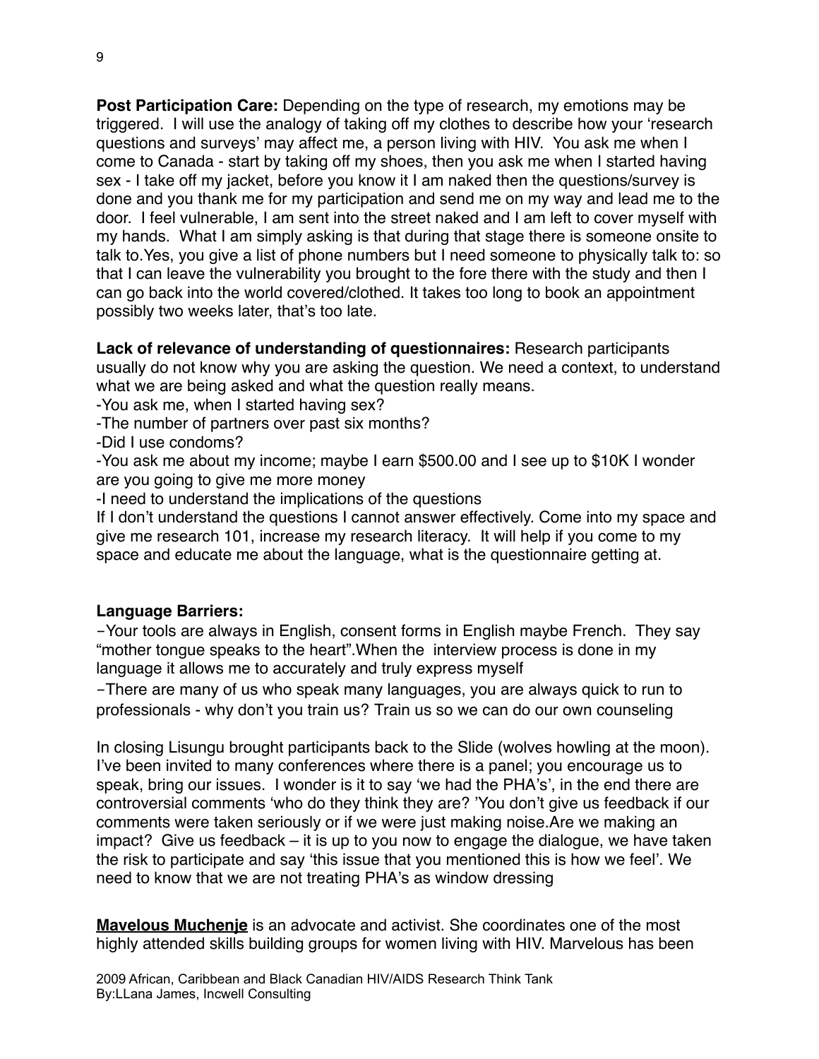**Post Participation Care:** Depending on the type of research, my emotions may be triggered. I will use the analogy of taking off my clothes to describe how your 'research questions and surveys' may affect me, a person living with HIV. You ask me when I come to Canada - start by taking off my shoes, then you ask me when I started having sex - I take off my jacket, before you know it I am naked then the questions/survey is done and you thank me for my participation and send me on my way and lead me to the door. I feel vulnerable, I am sent into the street naked and I am left to cover myself with my hands. What I am simply asking is that during that stage there is someone onsite to talk to.Yes, you give a list of phone numbers but I need someone to physically talk to: so that I can leave the vulnerability you brought to the fore there with the study and then I can go back into the world covered/clothed. It takes too long to book an appointment possibly two weeks later, that's too late.

**Lack of relevance of understanding of questionnaires:** Research participants usually do not know why you are asking the question. We need a context, to understand what we are being asked and what the question really means.

-You ask me, when I started having sex?

-The number of partners over past six months?

-Did I use condoms?

-You ask me about my income; maybe I earn $500.00 and I see up to $10K I wonder are you going to give me more money

-I need to understand the implications of the questions

If I don't understand the questions I cannot answer effectively. Come into my space and give me research 101, increase my research literacy. It will help if you come to my space and educate me about the language, what is the questionnaire getting at.

**Language Barriers:**

-Your tools are always in English, consent forms in English maybe French. They say "mother tongue speaks to the heart".When the interview process is done in my language it allows me to accurately and truly express myself

-There are many of us who speak many languages, you are always quick to run to professionals - why don't you train us? Train us so we can do our own counseling

In closing Lisungu brought participants back to the Slide (wolves howling at the moon). I've been invited to many conferences where there is a panel; you encourage us to speak, bring our issues. I wonder is it to say 'we had the PHA's', in the end there are controversial comments 'who do they think they are? 'You don't give us feedback if our comments were taken seriously or if we were just making noise.Are we making an impact? Give us feedback – it is up to you now to engage the dialogue, we have taken the risk to participate and say 'this issue that you mentioned this is how we feel'. We need to know that we are not treating PHA's as window dressing

**Mavelous Muchenje** is an advocate and activist. She coordinates one of the most highly attended skills building groups for women living with HIV. Marvelous has been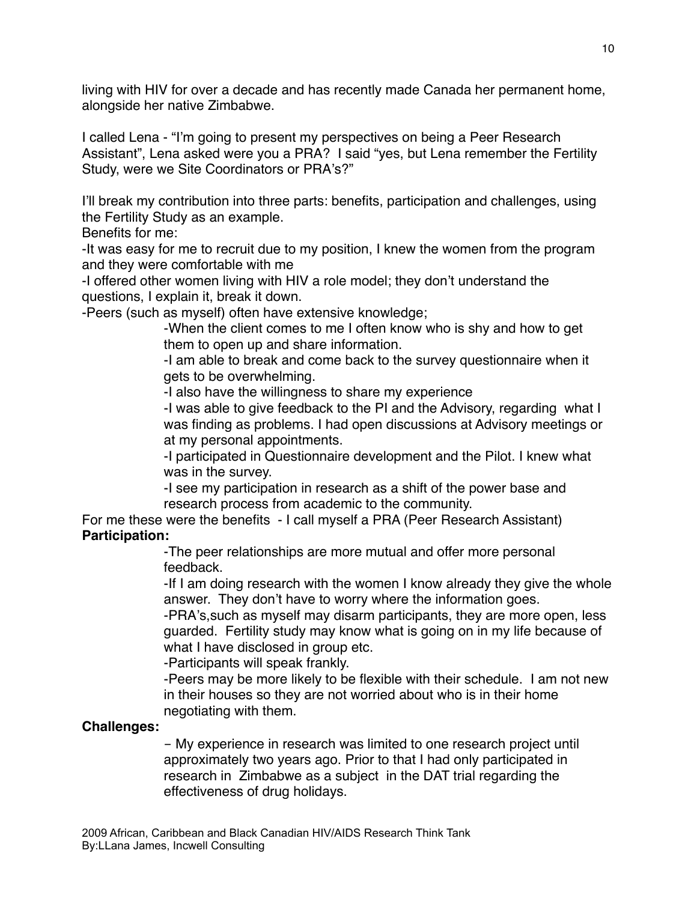living with HIV for over a decade and has recently made Canada her permanent home, alongside her native Zimbabwe.

I called Lena - "I'm going to present my perspectives on being a Peer Research Assistant", Lena asked were you a PRA? I said "yes, but Lena remember the Fertility Study, were we Site Coordinators or PRA's?"

I'll break my contribution into three parts: benefits, participation and challenges, using the Fertility Study as an example.

Benefits for me:

-It was easy for me to recruit due to my position, I knew the women from the program and they were comfortable with me

-I offered other women living with HIV a role model; they don't understand the questions, I explain it, break it down.

-Peers (such as myself) often have extensive knowledge;

> -When the client comes to me I often know who is shy and how to get them to open up and share information.
>
> -I am able to break and come back to the survey questionnaire when it gets to be overwhelming.
>
> -I also have the willingness to share my experience
>
> -I was able to give feedback to the PI and the Advisory, regarding what I was finding as problems. I had open discussions at Advisory meetings or at my personal appointments.
>
> -I participated in Questionnaire development and the Pilot. I knew what was in the survey.
>
> -I see my participation in research as a shift of the power base and research process from academic to the community.

For me these were the benefits - I call myself a PRA (Peer Research Assistant)

**Participation:**

> -The peer relationships are more mutual and offer more personal feedback.
>
> -If I am doing research with the women I know already they give the whole answer. They don't have to worry where the information goes.
>
> -PRA's,such as myself may disarm participants, they are more open, less guarded. Fertility study may know what is going on in my life because of what I have disclosed in group etc.
>
> -Participants will speak frankly.
>
> -Peers may be more likely to be flexible with their schedule. I am not new in their houses so they are not worried about who is in their home negotiating with them.

**Challenges:**

> - My experience in research was limited to one research project until approximately two years ago. Prior to that I had only participated in research in Zimbabwe as a subject in the DAT trial regarding the effectiveness of drug holidays.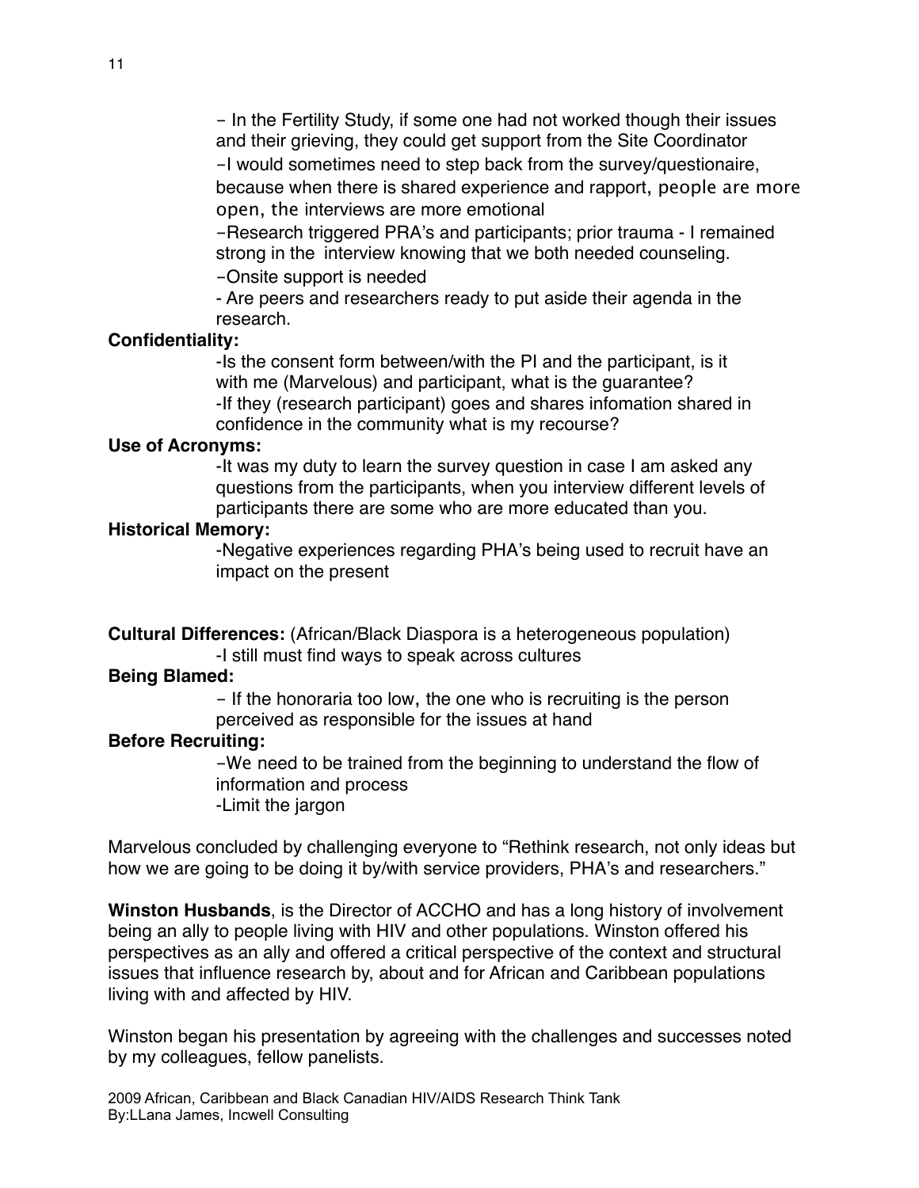- In the Fertility Study, if some one had not worked though their issues and their grieving, they could get support from the Site Coordinator

-I would sometimes need to step back from the survey/questionaire, because when there is shared experience and rapport, people are more open, the interviews are more emotional

-Research triggered PRA's and participants; prior trauma - I remained strong in the interview knowing that we both needed counseling.

-Onsite support is needed

- Are peers and researchers ready to put aside their agenda in the research.

**Confidentiality:**

-Is the consent form between/with the PI and the participant, is it with me (Marvelous) and participant, what is the guarantee?

-If they (research participant) goes and shares infomation shared in confidence in the community what is my recourse?

**Use of Acronyms:**

-It was my duty to learn the survey question in case I am asked any questions from the participants, when you interview different levels of participants there are some who are more educated than you.

**Historical Memory:**

-Negative experiences regarding PHA's being used to recruit have an impact on the present

**Cultural Differences:** (African/Black Diaspora is a heterogeneous population)

-I still must find ways to speak across cultures

**Being Blamed:**

- If the honoraria too low, the one who is recruiting is the person perceived as responsible for the issues at hand

**Before Recruiting:**

-We need to be trained from the beginning to understand the flow of information and process

-Limit the jargon

Marvelous concluded by challenging everyone to "Rethink research, not only ideas but how we are going to be doing it by/with service providers, PHA's and researchers."

**Winston Husbands**, is the Director of ACCHO and has a long history of involvement being an ally to people living with HIV and other populations. Winston offered his perspectives as an ally and offered a critical perspective of the context and structural issues that influence research by, about and for African and Caribbean populations living with and affected by HIV.

Winston began his presentation by agreeing with the challenges and successes noted by my colleagues, fellow panelists.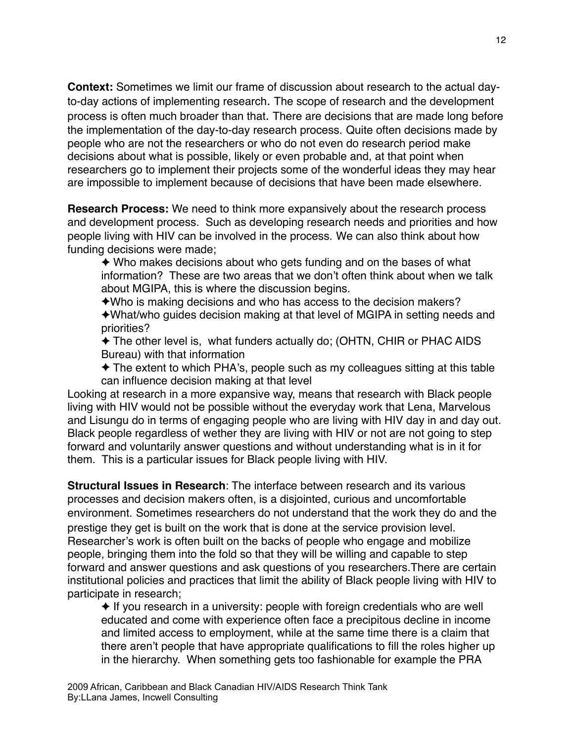**Context:** Sometimes we limit our frame of discussion about research to the actual day-to-day actions of implementing research. The scope of research and the development process is often much broader than that. There are decisions that are made long before the implementation of the day-to-day research process. Quite often decisions made by people who are not the researchers or who do not even do research period make decisions about what is possible, likely or even probable and, at that point when researchers go to implement their projects some of the wonderful ideas they may hear are impossible to implement because of decisions that have been made elsewhere.

**Research Process:** We need to think more expansively about the research process and development process. Such as developing research needs and priorities and how people living with HIV can be involved in the process. We can also think about how funding decisions were made;

- ✦ Who makes decisions about who gets funding and on the bases of what information? These are two areas that we don't often think about when we talk about MGIPA, this is where the discussion begins.
- ✦Who is making decisions and who has access to the decision makers?
- ✦What/who guides decision making at that level of MGIPA in setting needs and priorities?
- ✦ The other level is, what funders actually do; (OHTN, CHIR or PHAC AIDS Bureau) with that information
- ✦ The extent to which PHA's, people such as my colleagues sitting at this table can influence decision making at that level

Looking at research in a more expansive way, means that research with Black people living with HIV would not be possible without the everyday work that Lena, Marvelous and Lisungu do in terms of engaging people who are living with HIV day in and day out. Black people regardless of wether they are living with HIV or not are not going to step forward and voluntarily answer questions and without understanding what is in it for them. This is a particular issues for Black people living with HIV.

**Structural Issues in Research**: The interface between research and its various processes and decision makers often, is a disjointed, curious and uncomfortable environment. Sometimes researchers do not understand that the work they do and the prestige they get is built on the work that is done at the service provision level. Researcher's work is often built on the backs of people who engage and mobilize people, bringing them into the fold so that they will be willing and capable to step forward and answer questions and ask questions of you researchers.There are certain institutional policies and practices that limit the ability of Black people living with HIV to participate in research;

- ✦ If you research in a university: people with foreign credentials who are well educated and come with experience often face a precipitous decline in income and limited access to employment, while at the same time there is a claim that there aren't people that have appropriate qualifications to fill the roles higher up in the hierarchy. When something gets too fashionable for example the PRA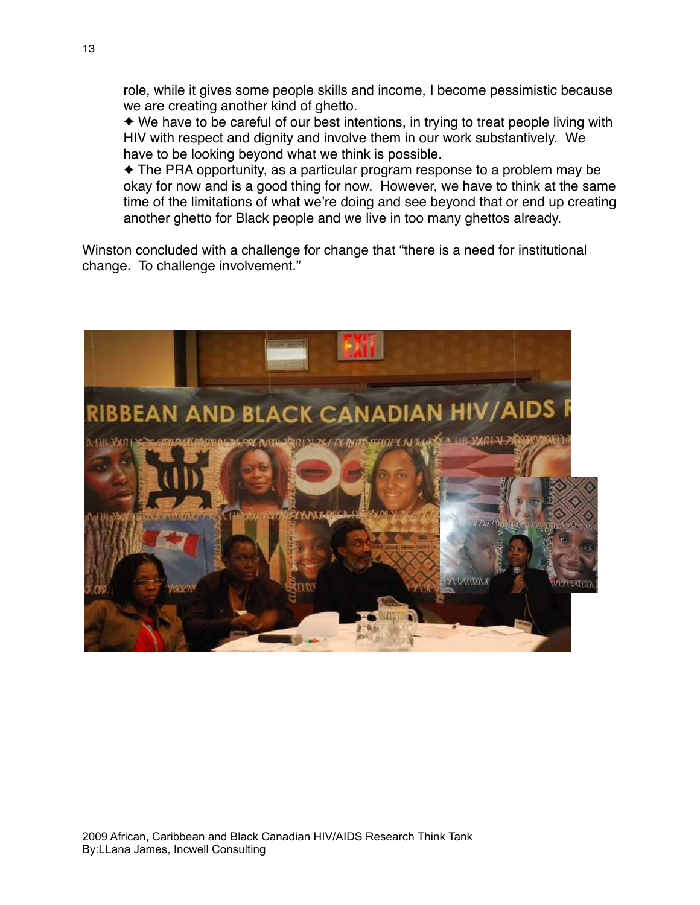role, while it gives some people skills and income, I become pessimistic because we are creating another kind of ghetto.

✦ We have to be careful of our best intentions, in trying to treat people living with HIV with respect and dignity and involve them in our work substantively. We have to be looking beyond what we think is possible.

✦ The PRA opportunity, as a particular program response to a problem may be okay for now and is a good thing for now. However, we have to think at the same time of the limitations of what we're doing and see beyond that or end up creating another ghetto for Black people and we live in too many ghettos already.

Winston concluded with a challenge for change that "there is a need for institutional change. To challenge involvement."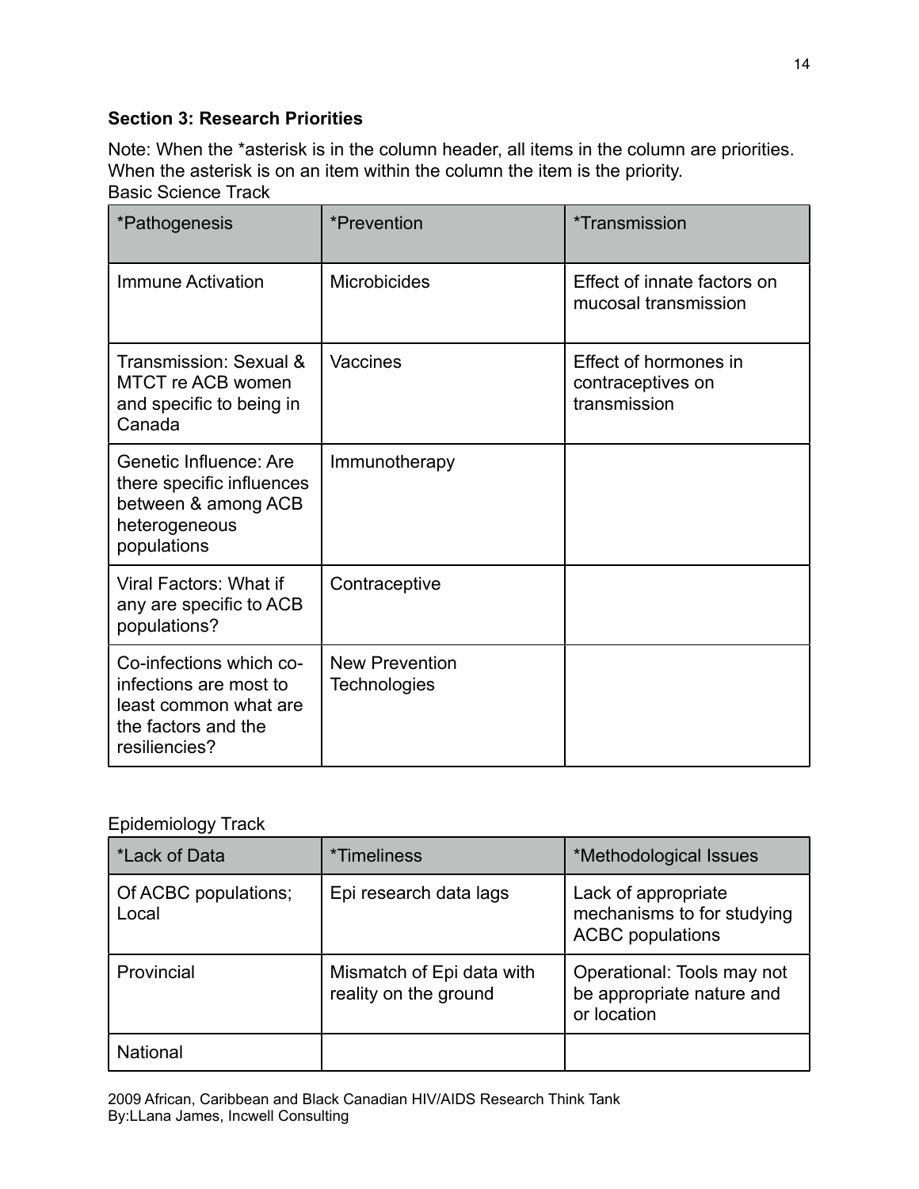**Section 3: Research Priorities**

Note: When the *asterisk is in the column header, all items in the column are priorities. When the asterisk is on an item within the column the item is the priority.

Basic Science Track

| *Pathogenesis | *Prevention | *Transmission |
|---|---|---|
| Immune Activation | Microbicides | Effect of innate factors on mucosal transmission |
| Transmission: Sexual & MTCT re ACB women and specific to being in Canada | Vaccines | Effect of hormones in contraceptives on transmission |
| Genetic Influence: Are there specific influences between & among ACB heterogeneous populations | Immunotherapy | |
| Viral Factors: What if any are specific to ACB populations? | Contraceptive | |
| Co-infections which co-infections are most to least common what are the factors and the resiliencies? | New Prevention Technologies | |

Epidemiology Track

| *Lack of Data | *Timeliness | *Methodological Issues |
|---|---|---|
| Of ACBC populations; Local | Epi research data lags | Lack of appropriate mechanisms to for studying ACBC populations |
| Provincial | Mismatch of Epi data with reality on the ground | Operational: Tools may not be appropriate nature and or location |
| National | | |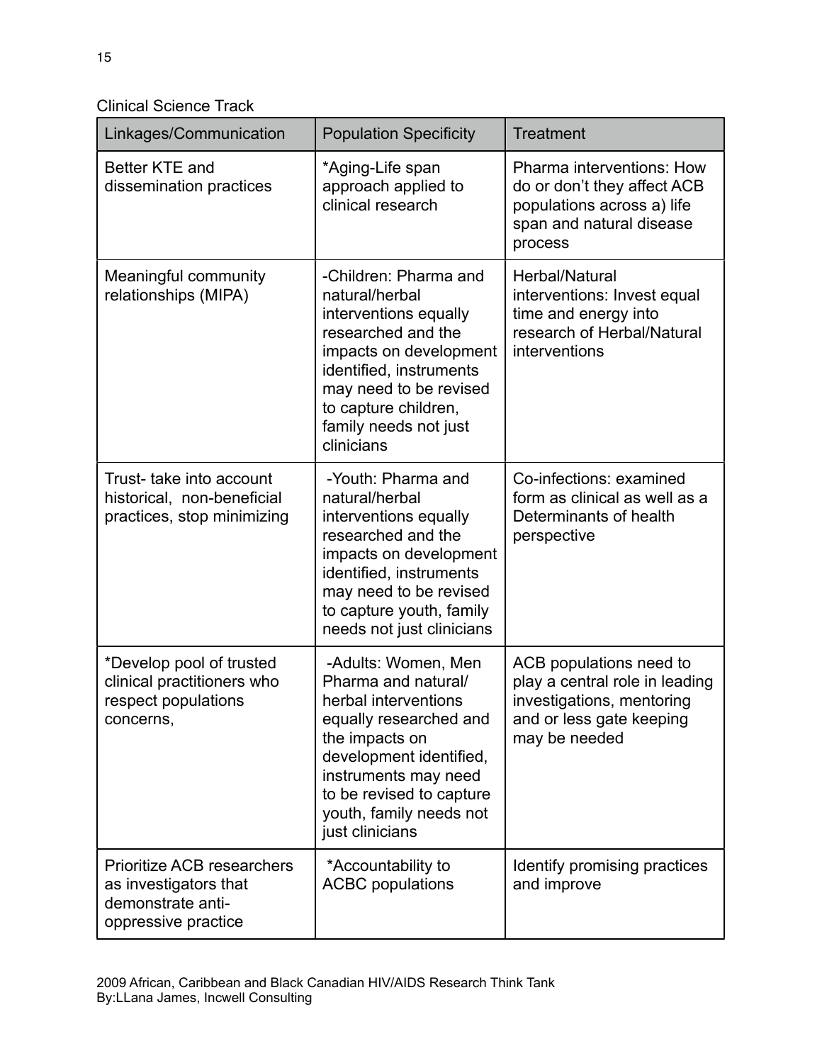Clinical Science Track

| Linkages/Communication | Population Specificity | Treatment |
| --- | --- | --- |
| Better KTE and dissemination practices | *Aging-Life span approach applied to clinical research | Pharma interventions: How do or don't they affect ACB populations across a) life span and natural disease process |
| Meaningful community relationships (MIPA) | -Children: Pharma and natural/herbal interventions equally researched and the impacts on development identified, instruments may need to be revised to capture children, family needs not just clinicians | Herbal/Natural interventions: Invest equal time and energy into research of Herbal/Natural interventions |
| Trust- take into account historical, non-beneficial practices, stop minimizing | -Youth: Pharma and natural/herbal interventions equally researched and the impacts on development identified, instruments may need to be revised to capture youth, family needs not just clinicians | Co-infections: examined form as clinical as well as a Determinants of health perspective |
| *Develop pool of trusted clinical practitioners who respect populations concerns, | -Adults: Women, Men Pharma and natural/ herbal interventions equally researched and the impacts on development identified, instruments may need to be revised to capture youth, family needs not just clinicians | ACB populations need to play a central role in leading investigations, mentoring and or less gate keeping may be needed |
| Prioritize ACB researchers as investigators that demonstrate anti-oppressive practice | *Accountability to ACBC populations | Identify promising practices and improve |

2009 African, Caribbean and Black Canadian HIV/AIDS Research Think Tank
By:LLana James, Incwell Consulting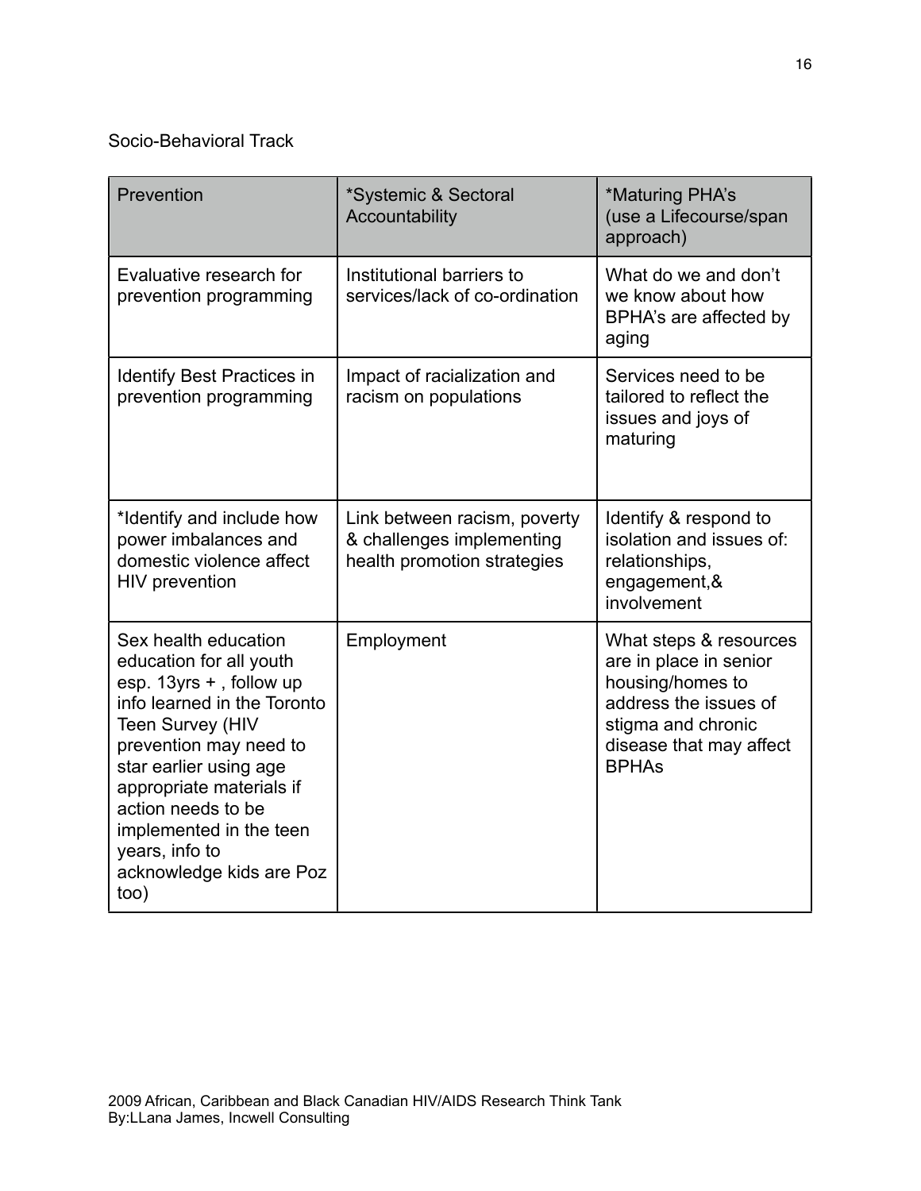Socio-Behavioral Track

| Prevention | *Systemic & Sectoral Accountability | *Maturing PHA's (use a Lifecourse/span approach) |
|---|---|---|
| Evaluative research for prevention programming | Institutional barriers to services/lack of co-ordination | What do we and don't we know about how BPHA's are affected by aging |
| Identify Best Practices in prevention programming | Impact of racialization and racism on populations | Services need to be tailored to reflect the issues and joys of maturing |
| *Identify and include how power imbalances and domestic violence affect HIV prevention | Link between racism, poverty & challenges implementing health promotion strategies | Identify & respond to isolation and issues of: relationships, engagement,& involvement |
| Sex health education education for all youth esp. 13yrs + , follow up info learned in the Toronto Teen Survey (HIV prevention may need to star earlier using age appropriate materials if action needs to be implemented in the teen years, info to acknowledge kids are Poz too) | Employment | What steps & resources are in place in senior housing/homes to address the issues of stigma and chronic disease that may affect BPHAs |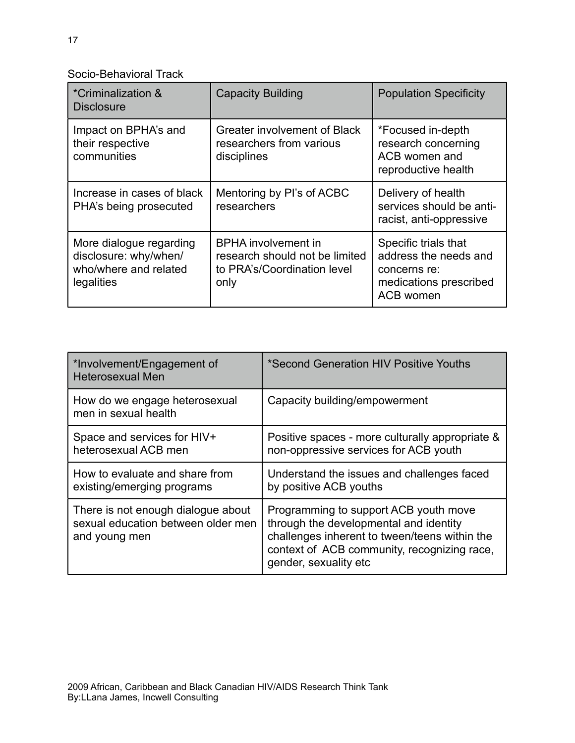Socio-Behavioral Track

| *Criminalization & Disclosure | Capacity Building | Population Specificity |
|---|---|---|
| Impact on BPHA's and their respective communities | Greater involvement of Black researchers from various disciplines | *Focused in-depth research concerning ACB women and reproductive health |
| Increase in cases of black PHA's being prosecuted | Mentoring by PI's of ACBC researchers | Delivery of health services should be anti-racist, anti-oppressive |
| More dialogue regarding disclosure: why/when/who/where and related legalities | BPHA involvement in research should not be limited to PRA's/Coordination level only | Specific trials that address the needs and concerns re: medications prescribed ACB women |

| *Involvement/Engagement of Heterosexual Men | *Second Generation HIV Positive Youths |
|---|---|
| How do we engage heterosexual men in sexual health | Capacity building/empowerment |
| Space and services for HIV+ heterosexual ACB men | Positive spaces - more culturally appropriate & non-oppressive services for ACB youth |
| How to evaluate and share from existing/emerging programs | Understand the issues and challenges faced by positive ACB youths |
| There is not enough dialogue about sexual education between older men and young men | Programming to support ACB youth move through the developmental and identity challenges inherent to tween/teens within the context of ACB community, recognizing race, gender, sexuality etc |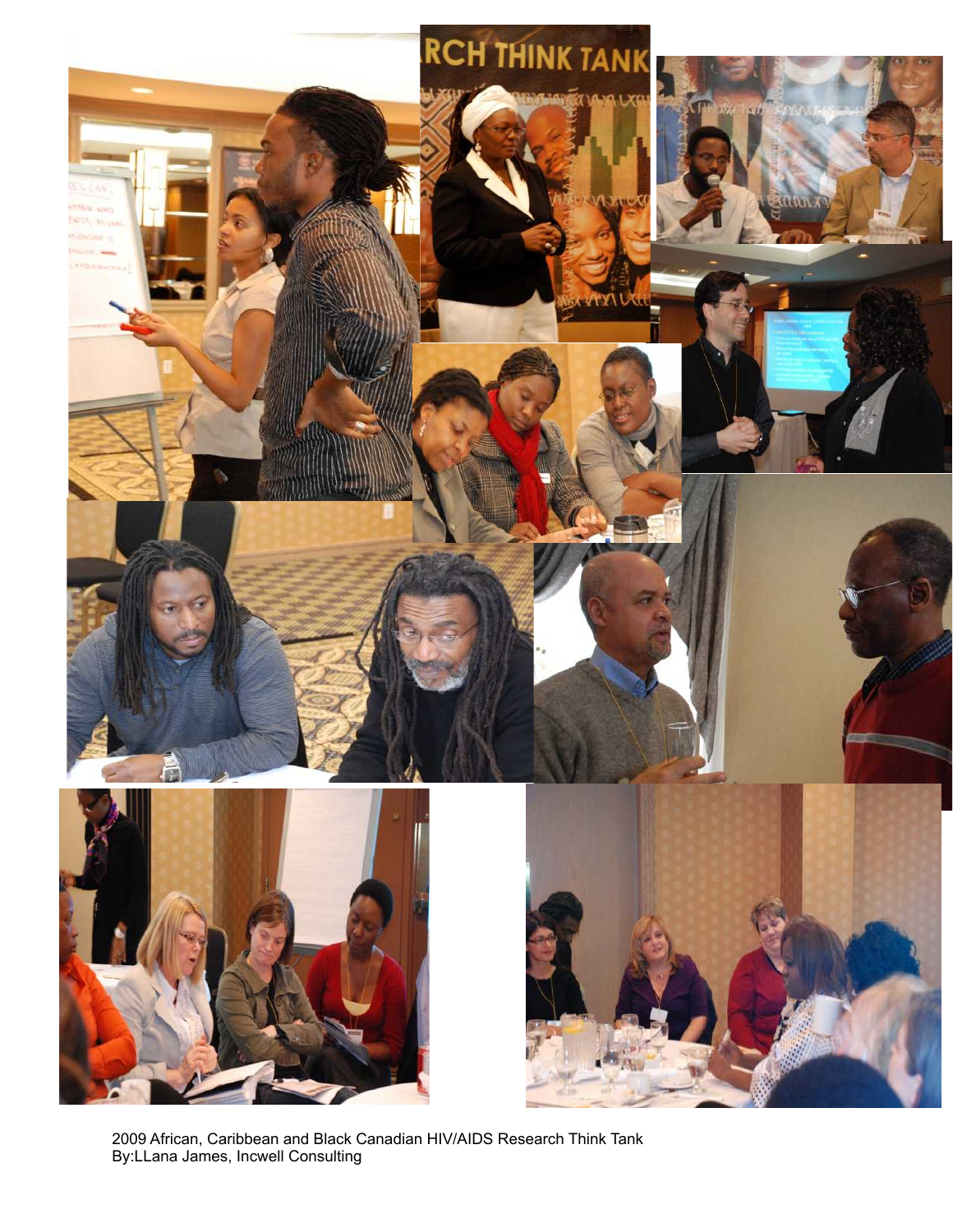2009 African, Caribbean and Black Canadian HIV/AIDS Research Think Tank
By:LLana James, Incwell Consulting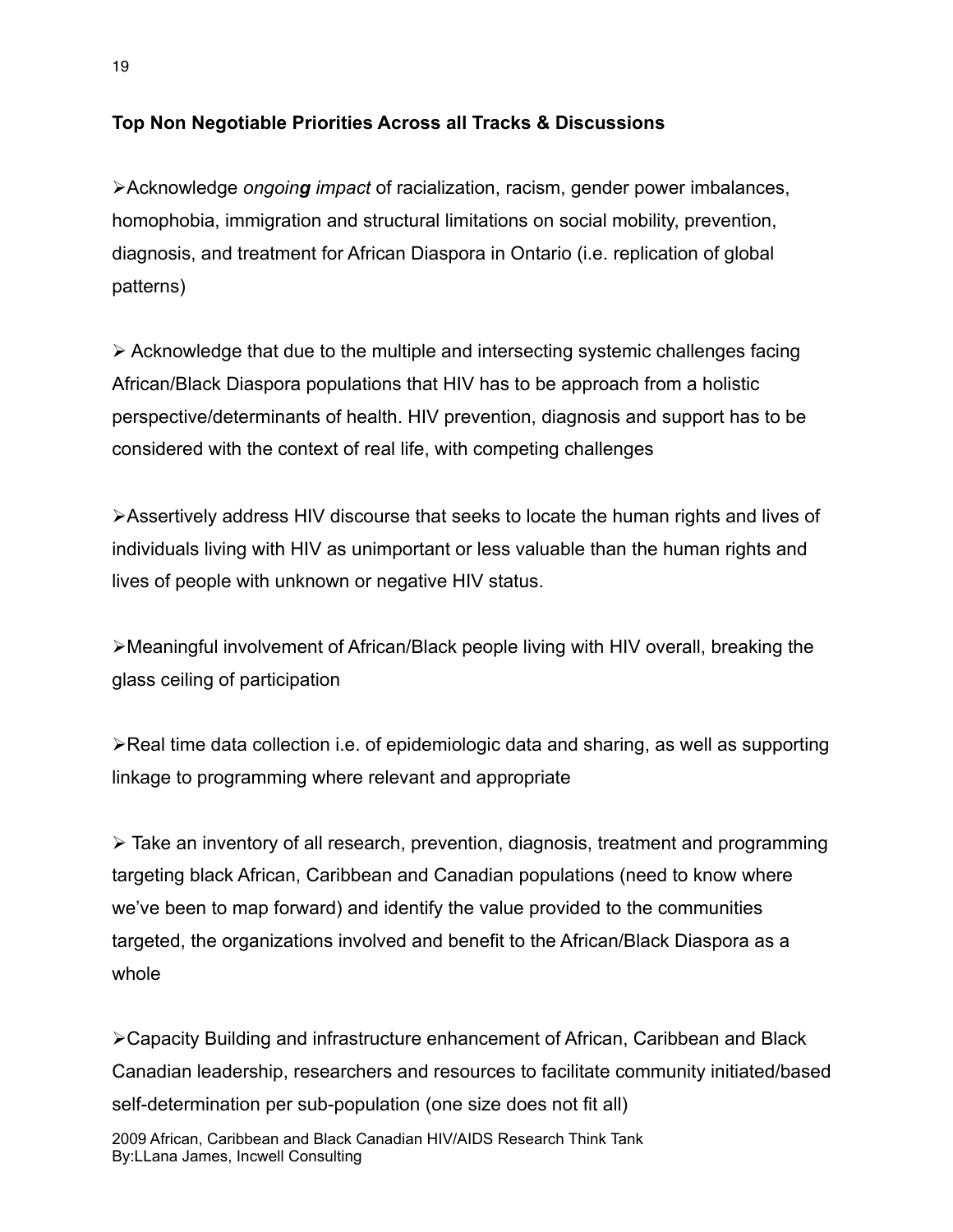**Top Non Negotiable Priorities Across all Tracks & Discussions**

- Acknowledge *ongoing impact* of racialization, racism, gender power imbalances, homophobia, immigration and structural limitations on social mobility, prevention, diagnosis, and treatment for African Diaspora in Ontario (i.e. replication of global patterns)

- Acknowledge that due to the multiple and intersecting systemic challenges facing African/Black Diaspora populations that HIV has to be approach from a holistic perspective/determinants of health. HIV prevention, diagnosis and support has to be considered with the context of real life, with competing challenges

- Assertively address HIV discourse that seeks to locate the human rights and lives of individuals living with HIV as unimportant or less valuable than the human rights and lives of people with unknown or negative HIV status.

- Meaningful involvement of African/Black people living with HIV overall, breaking the glass ceiling of participation

- Real time data collection i.e. of epidemiologic data and sharing, as well as supporting linkage to programming where relevant and appropriate

- Take an inventory of all research, prevention, diagnosis, treatment and programming targeting black African, Caribbean and Canadian populations (need to know where we've been to map forward) and identify the value provided to the communities targeted, the organizations involved and benefit to the African/Black Diaspora as a whole

- Capacity Building and infrastructure enhancement of African, Caribbean and Black Canadian leadership, researchers and resources to facilitate community initiated/based self-determination per sub-population (one size does not fit all)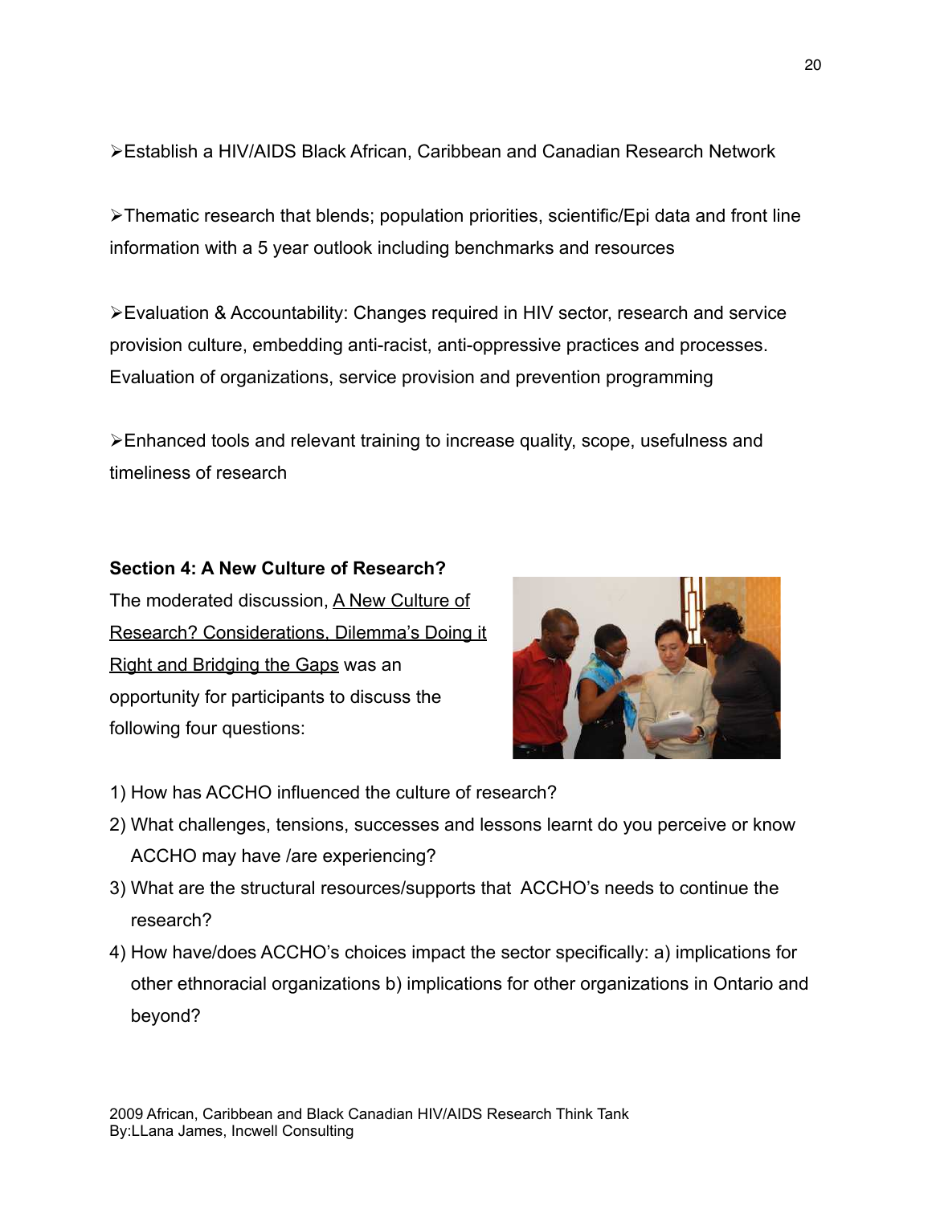- Establish a HIV/AIDS Black African, Caribbean and Canadian Research Network

- Thematic research that blends; population priorities, scientific/Epi data and front line information with a 5 year outlook including benchmarks and resources

- Evaluation & Accountability: Changes required in HIV sector, research and service provision culture, embedding anti-racist, anti-oppressive practices and processes. Evaluation of organizations, service provision and prevention programming

- Enhanced tools and relevant training to increase quality, scope, usefulness and timeliness of research

**Section 4: A New Culture of Research?**

The moderated discussion, A New Culture of Research? Considerations, Dilemma's Doing it Right and Bridging the Gaps was an opportunity for participants to discuss the following four questions:

1) How has ACCHO influenced the culture of research?
2) What challenges, tensions, successes and lessons learnt do you perceive or know ACCHO may have /are experiencing?
3) What are the structural resources/supports that ACCHO's needs to continue the research?
4) How have/does ACCHO's choices impact the sector specifically: a) implications for other ethnoracial organizations b) implications for other organizations in Ontario and beyond?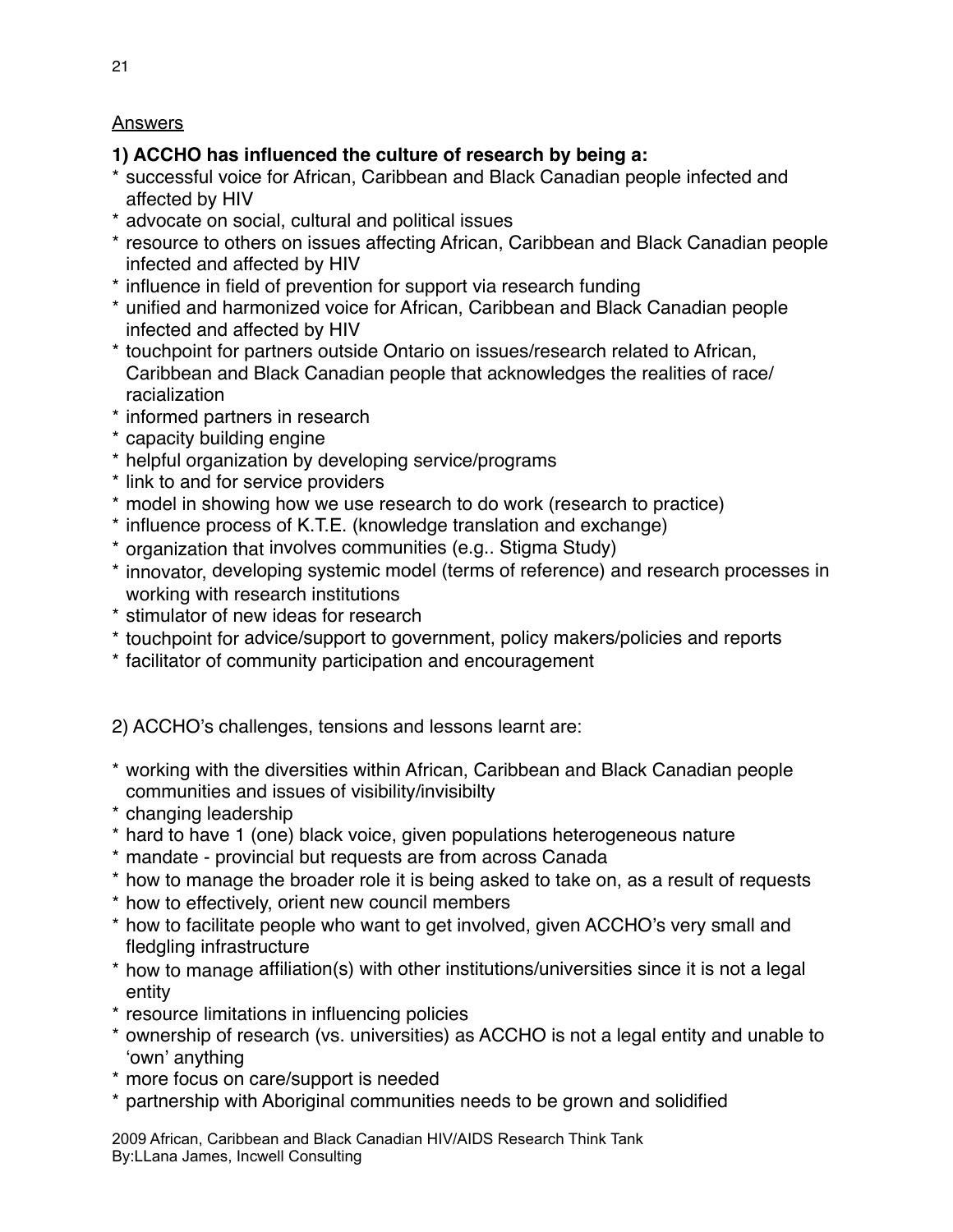<u>Answers</u>

**1) ACCHO has influenced the culture of research by being a:**

* successful voice for African, Caribbean and Black Canadian people infected and affected by HIV
* advocate on social, cultural and political issues
* resource to others on issues affecting African, Caribbean and Black Canadian people infected and affected by HIV
* influence in field of prevention for support via research funding
* unified and harmonized voice for African, Caribbean and Black Canadian people infected and affected by HIV
* touchpoint for partners outside Ontario on issues/research related to African, Caribbean and Black Canadian people that acknowledges the realities of race/racialization
* informed partners in research
* capacity building engine
* helpful organization by developing service/programs
* link to and for service providers
* model in showing how we use research to do work (research to practice)
* influence process of K.T.E. (knowledge translation and exchange)
* organization that involves communities (e.g.. Stigma Study)
* innovator, developing systemic model (terms of reference) and research processes in working with research institutions
* stimulator of new ideas for research
* touchpoint for advice/support to government, policy makers/policies and reports
* facilitator of community participation and encouragement

2) ACCHO's challenges, tensions and lessons learnt are:

* working with the diversities within African, Caribbean and Black Canadian people communities and issues of visibility/invisibilty
* changing leadership
* hard to have 1 (one) black voice, given populations heterogeneous nature
* mandate - provincial but requests are from across Canada
* how to manage the broader role it is being asked to take on, as a result of requests
* how to effectively, orient new council members
* how to facilitate people who want to get involved, given ACCHO's very small and fledgling infrastructure
* how to manage affiliation(s) with other institutions/universities since it is not a legal entity
* resource limitations in influencing policies
* ownership of research (vs. universities) as ACCHO is not a legal entity and unable to 'own' anything
* more focus on care/support is needed
* partnership with Aboriginal communities needs to be grown and solidified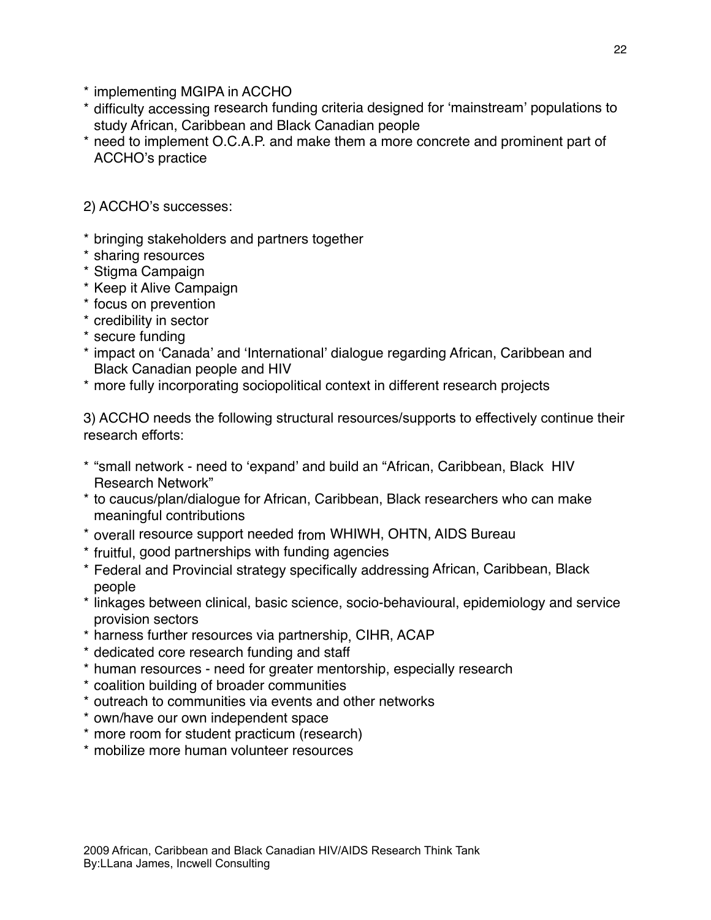* implementing MGIPA in ACCHO
* difficulty accessing research funding criteria designed for 'mainstream' populations to study African, Caribbean and Black Canadian people
* need to implement O.C.A.P. and make them a more concrete and prominent part of ACCHO's practice

2) ACCHO's successes:

* bringing stakeholders and partners together
* sharing resources
* Stigma Campaign
* Keep it Alive Campaign
* focus on prevention
* credibility in sector
* secure funding
* impact on 'Canada' and 'International' dialogue regarding African, Caribbean and Black Canadian people and HIV
* more fully incorporating sociopolitical context in different research projects

3) ACCHO needs the following structural resources/supports to effectively continue their research efforts:

* "small network - need to 'expand' and build an "African, Caribbean, Black HIV Research Network"
* to caucus/plan/dialogue for African, Caribbean, Black researchers who can make meaningful contributions
* overall resource support needed from WHIWH, OHTN, AIDS Bureau
* fruitful, good partnerships with funding agencies
* Federal and Provincial strategy specifically addressing African, Caribbean, Black people
* linkages between clinical, basic science, socio-behavioural, epidemiology and service provision sectors
* harness further resources via partnership, CIHR, ACAP
* dedicated core research funding and staff
* human resources - need for greater mentorship, especially research
* coalition building of broader communities
* outreach to communities via events and other networks
* own/have our own independent space
* more room for student practicum (research)
* mobilize more human volunteer resources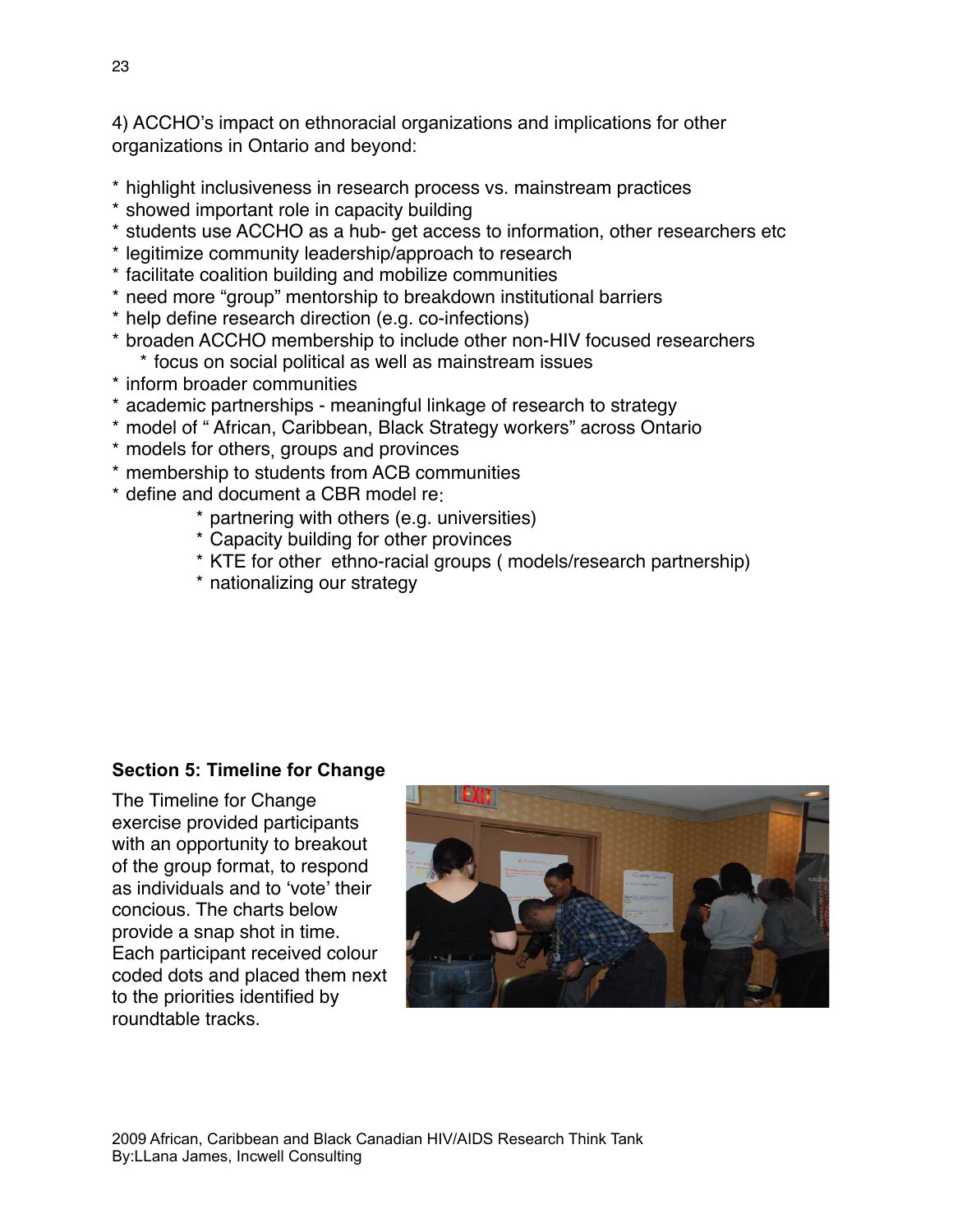4) ACCHO's impact on ethnoracial organizations and implications for other organizations in Ontario and beyond:

* highlight inclusiveness in research process vs. mainstream practices
* showed important role in capacity building
* students use ACCHO as a hub- get access to information, other researchers etc
* legitimize community leadership/approach to research
* facilitate coalition building and mobilize communities
* need more "group" mentorship to breakdown institutional barriers
* help define research direction (e.g. co-infections)
* broaden ACCHO membership to include other non-HIV focused researchers
    * focus on social political as well as mainstream issues
* inform broader communities
* academic partnerships - meaningful linkage of research to strategy
* model of " African, Caribbean, Black Strategy workers" across Ontario
* models for others, groups and provinces
* membership to students from ACB communities
* define and document a CBR model re:
    * partnering with others (e.g. universities)
    * Capacity building for other provinces
    * KTE for other ethno-racial groups ( models/research partnership)
    * nationalizing our strategy

**Section 5: Timeline for Change**

The Timeline for Change exercise provided participants with an opportunity to breakout of the group format, to respond as individuals and to 'vote' their concious. The charts below provide a snap shot in time. Each participant received colour coded dots and placed them next to the priorities identified by roundtable tracks.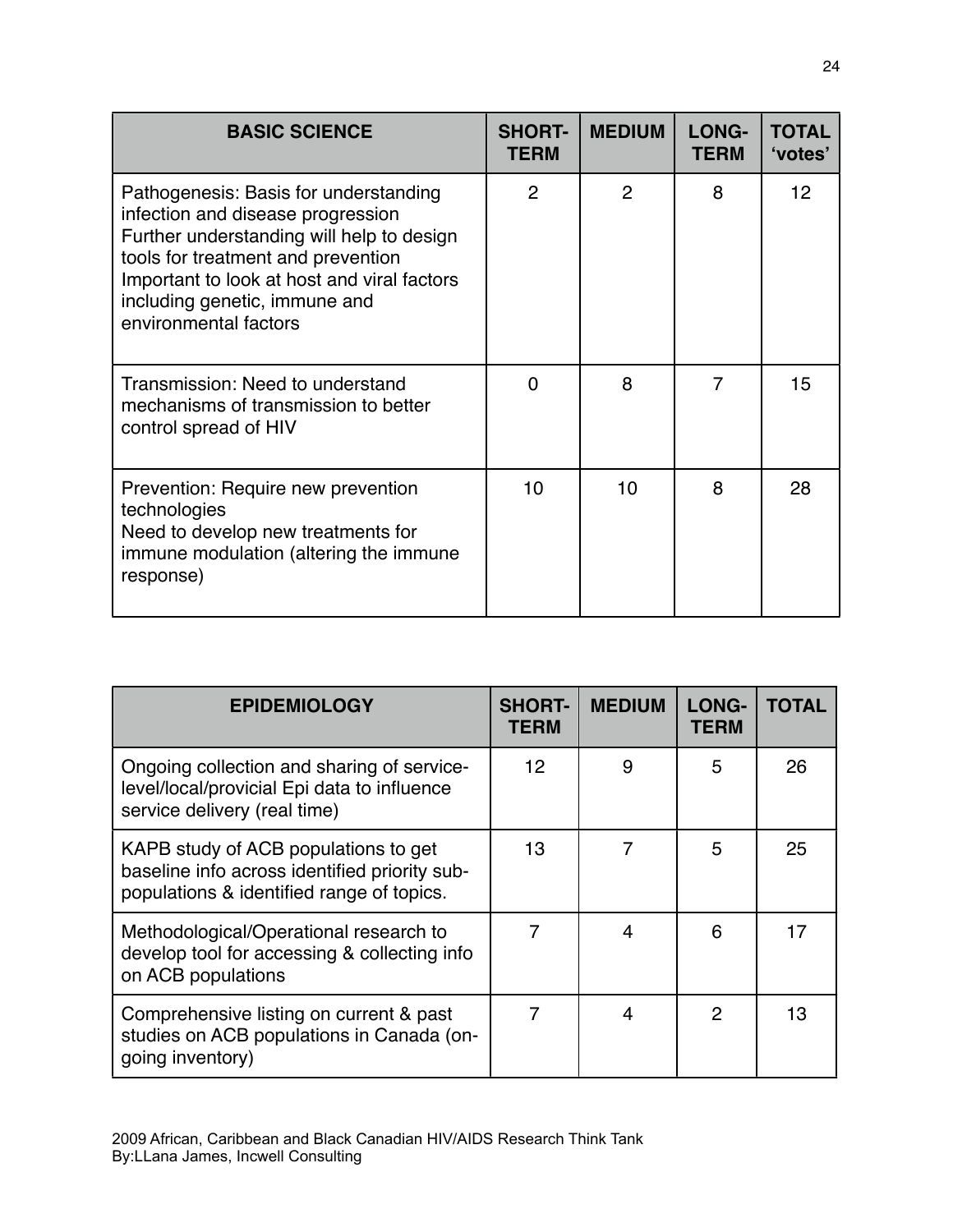| BASIC SCIENCE | SHORT-TERM | MEDIUM | LONG-TERM | TOTAL 'votes' |
| --- | --- | --- | --- | --- |
| Pathogenesis: Basis for understanding infection and disease progression<br>Further understanding will help to design tools for treatment and prevention<br>Important to look at host and viral factors including genetic, immune and environmental factors | 2 | 2 | 8 | 12 |
| Transmission: Need to understand mechanisms of transmission to better control spread of HIV | 0 | 8 | 7 | 15 |
| Prevention: Require new prevention technologies<br>Need to develop new treatments for immune modulation (altering the immune response) | 10 | 10 | 8 | 28 |

| EPIDEMIOLOGY | SHORT-TERM | MEDIUM | LONG-TERM | TOTAL |
| --- | --- | --- | --- | --- |
| Ongoing collection and sharing of service-level/local/provicial Epi data to influence service delivery (real time) | 12 | 9 | 5 | 26 |
| KAPB study of ACB populations to get baseline info across identified priority sub-populations & identified range of topics. | 13 | 7 | 5 | 25 |
| Methodological/Operational research to develop tool for accessing & collecting info on ACB populations | 7 | 4 | 6 | 17 |
| Comprehensive listing on current & past studies on ACB populations in Canada (on-going inventory) | 7 | 4 | 2 | 13 |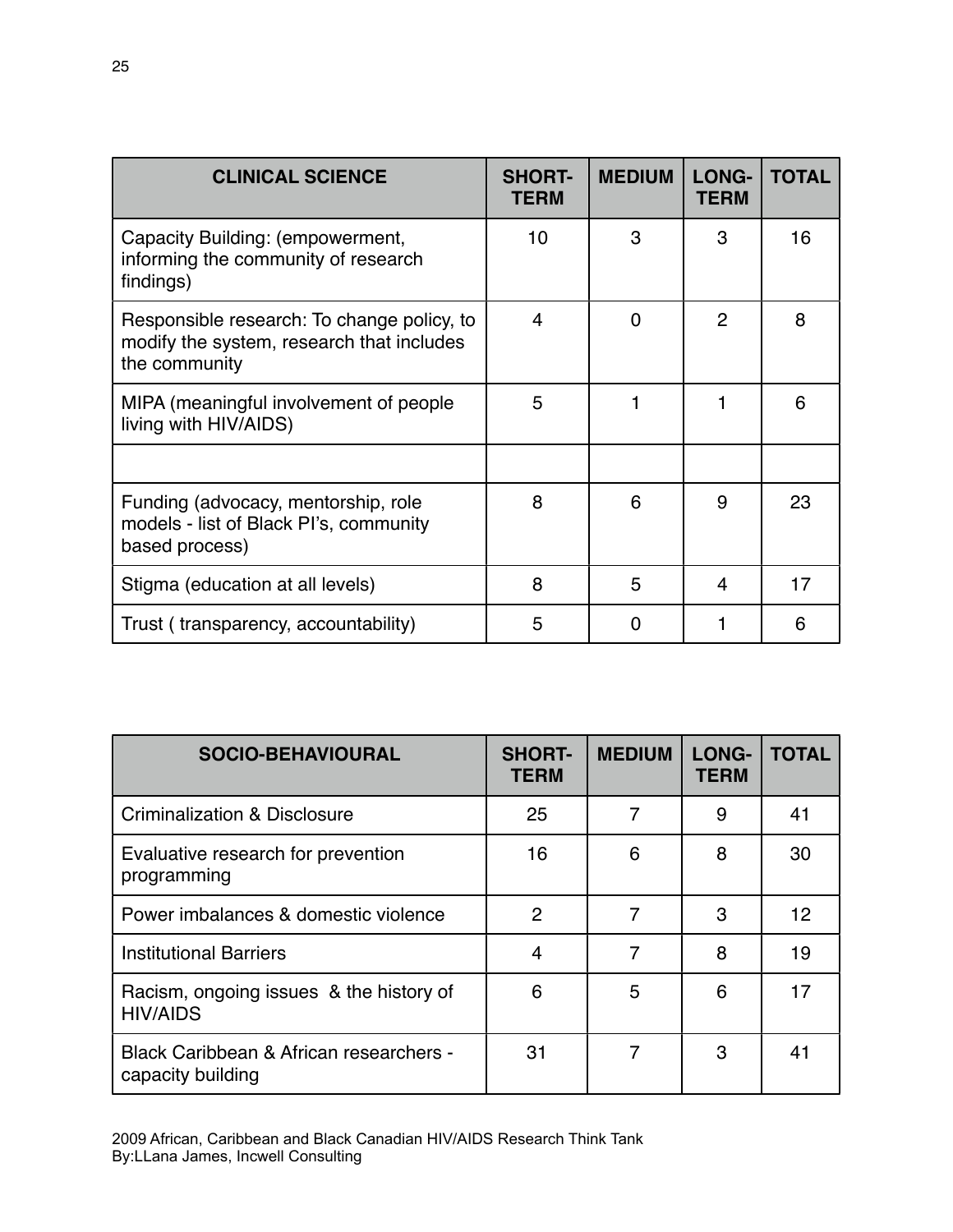| CLINICAL SCIENCE | SHORT-TERM | MEDIUM | LONG-TERM | TOTAL |
|---|---|---|---|---|
| Capacity Building: (empowerment, informing the community of research findings) | 10 | 3 | 3 | 16 |
| Responsible research: To change policy, to modify the system, research that includes the community | 4 | 0 | 2 | 8 |
| MIPA (meaningful involvement of people living with HIV/AIDS) | 5 | 1 | 1 | 6 |
| | | | | |
| Funding (advocacy, mentorship, role models - list of Black PI's, community based process) | 8 | 6 | 9 | 23 |
| Stigma (education at all levels) | 8 | 5 | 4 | 17 |
| Trust ( transparency, accountability) | 5 | 0 | 1 | 6 |

| SOCIO-BEHAVIOURAL | SHORT-TERM | MEDIUM | LONG-TERM | TOTAL |
|---|---|---|---|---|
| Criminalization & Disclosure | 25 | 7 | 9 | 41 |
| Evaluative research for prevention programming | 16 | 6 | 8 | 30 |
| Power imbalances & domestic violence | 2 | 7 | 3 | 12 |
| Institutional Barriers | 4 | 7 | 8 | 19 |
| Racism, ongoing issues & the history of HIV/AIDS | 6 | 5 | 6 | 17 |
| Black Caribbean & African researchers - capacity building | 31 | 7 | 3 | 41 |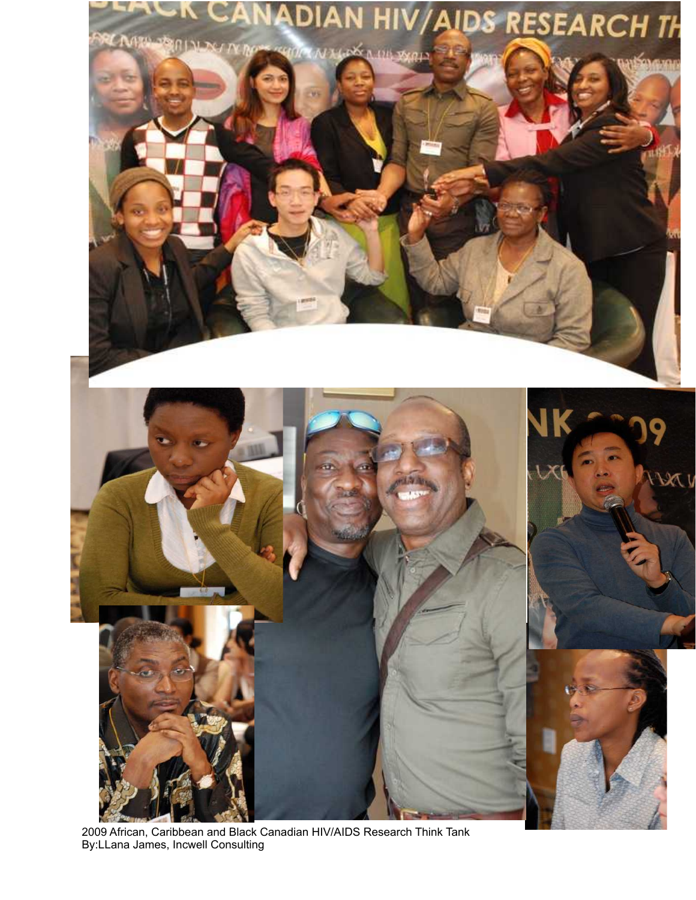2009 African, Caribbean and Black Canadian HIV/AIDS Research Think Tank
By:LLana James, Incwell Consulting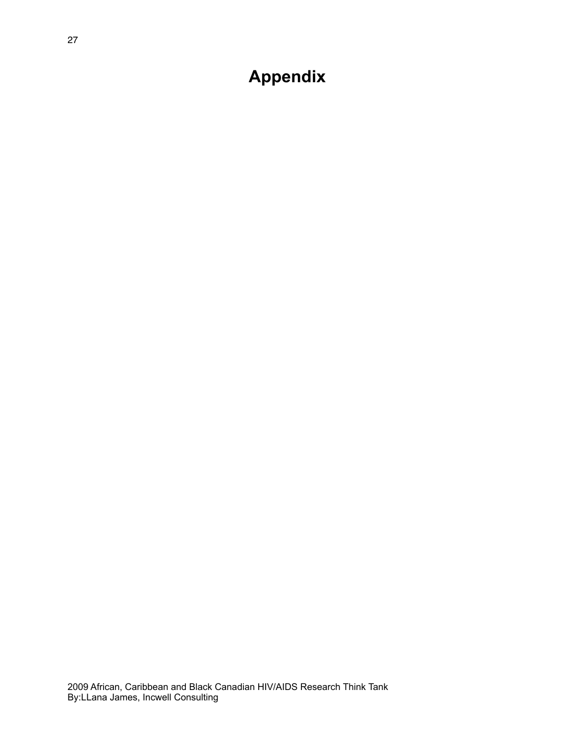# Appendix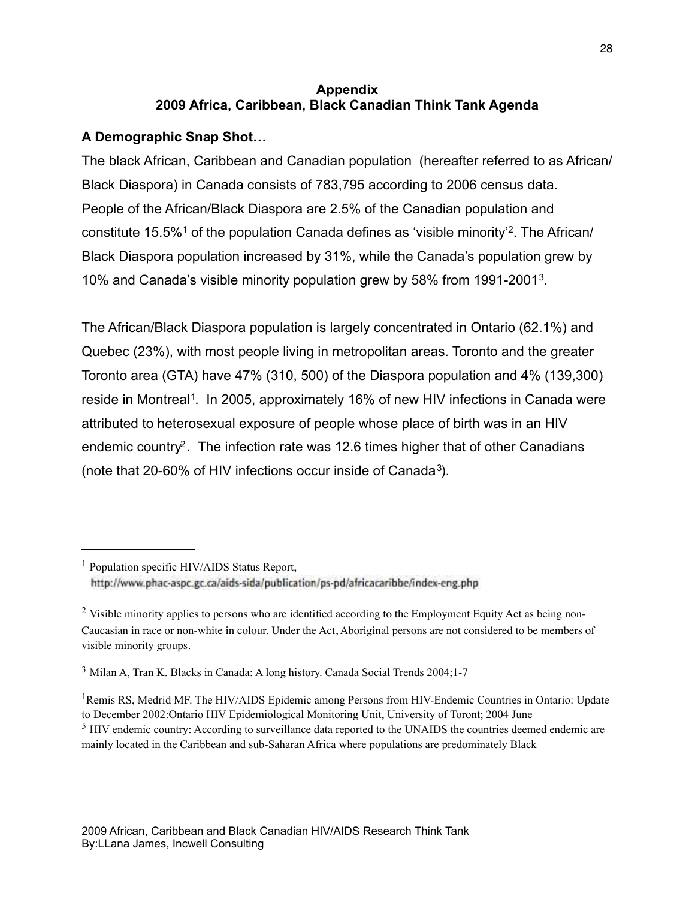## Appendix
## 2009 Africa, Caribbean, Black Canadian Think Tank Agenda

**A Demographic Snap Shot…**

The black African, Caribbean and Canadian population (hereafter referred to as African/ Black Diaspora) in Canada consists of 783,795 according to 2006 census data. People of the African/Black Diaspora are 2.5% of the Canadian population and constitute 15.5%[1] of the population Canada defines as 'visible minority'[2]. The African/ Black Diaspora population increased by 31%, while the Canada's population grew by 10% and Canada's visible minority population grew by 58% from 1991-2001[3].

The African/Black Diaspora population is largely concentrated in Ontario (62.1%) and Quebec (23%), with most people living in metropolitan areas. Toronto and the greater Toronto area (GTA) have 47% (310, 500) of the Diaspora population and 4% (139,300) reside in Montreal[1]. In 2005, approximately 16% of new HIV infections in Canada were attributed to heterosexual exposure of people whose place of birth was in an HIV endemic country[2]. The infection rate was 12.6 times higher that of other Canadians (note that 20-60% of HIV infections occur inside of Canada[3]).

---

[1] Population specific HIV/AIDS Status Report, http://www.phac-aspc.gc.ca/aids-sida/publication/ps-pd/africacaribbe/index-eng.php

[2] Visible minority applies to persons who are identified according to the Employment Equity Act as being non-Caucasian in race or non-white in colour. Under the Act, Aboriginal persons are not considered to be members of visible minority groups.

[3] Milan A, Tran K. Blacks in Canada: A long history. Canada Social Trends 2004;1-7

[1] Remis RS, Medrid MF. The HIV/AIDS Epidemic among Persons from HIV-Endemic Countries in Ontario: Update to December 2002:Ontario HIV Epidemiological Monitoring Unit, University of Toront; 2004 June

[5] HIV endemic country: According to surveillance data reported to the UNAIDS the countries deemed endemic are mainly located in the Caribbean and sub-Saharan Africa where populations are predominately Black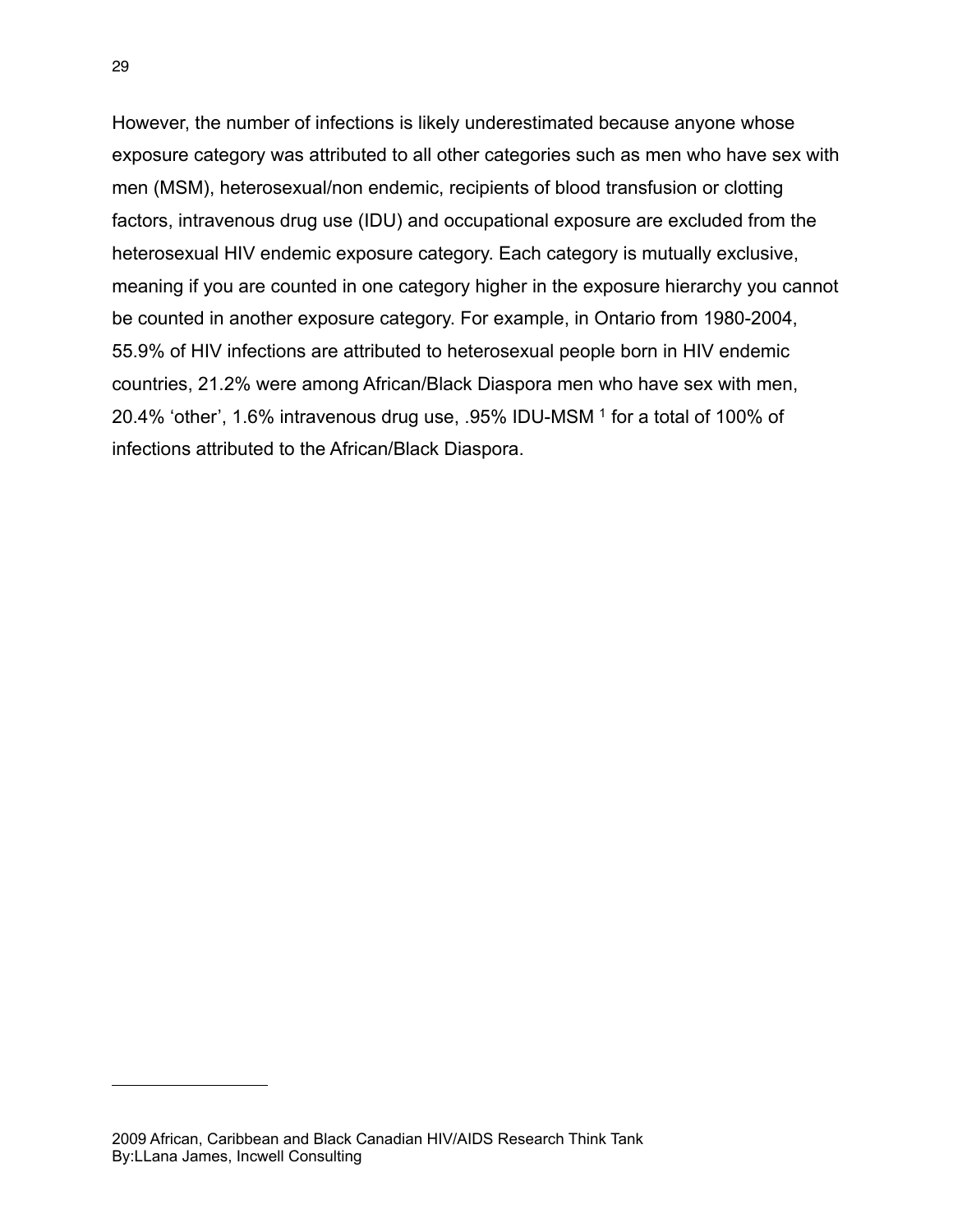However, the number of infections is likely underestimated because anyone whose exposure category was attributed to all other categories such as men who have sex with men (MSM), heterosexual/non endemic, recipients of blood transfusion or clotting factors, intravenous drug use (IDU) and occupational exposure are excluded from the heterosexual HIV endemic exposure category. Each category is mutually exclusive, meaning if you are counted in one category higher in the exposure hierarchy you cannot be counted in another exposure category. For example, in Ontario from 1980-2004, 55.9% of HIV infections are attributed to heterosexual people born in HIV endemic countries, 21.2% were among African/Black Diaspora men who have sex with men, 20.4% 'other', 1.6% intravenous drug use, .95% IDU-MSM [1] for a total of 100% of infections attributed to the African/Black Diaspora.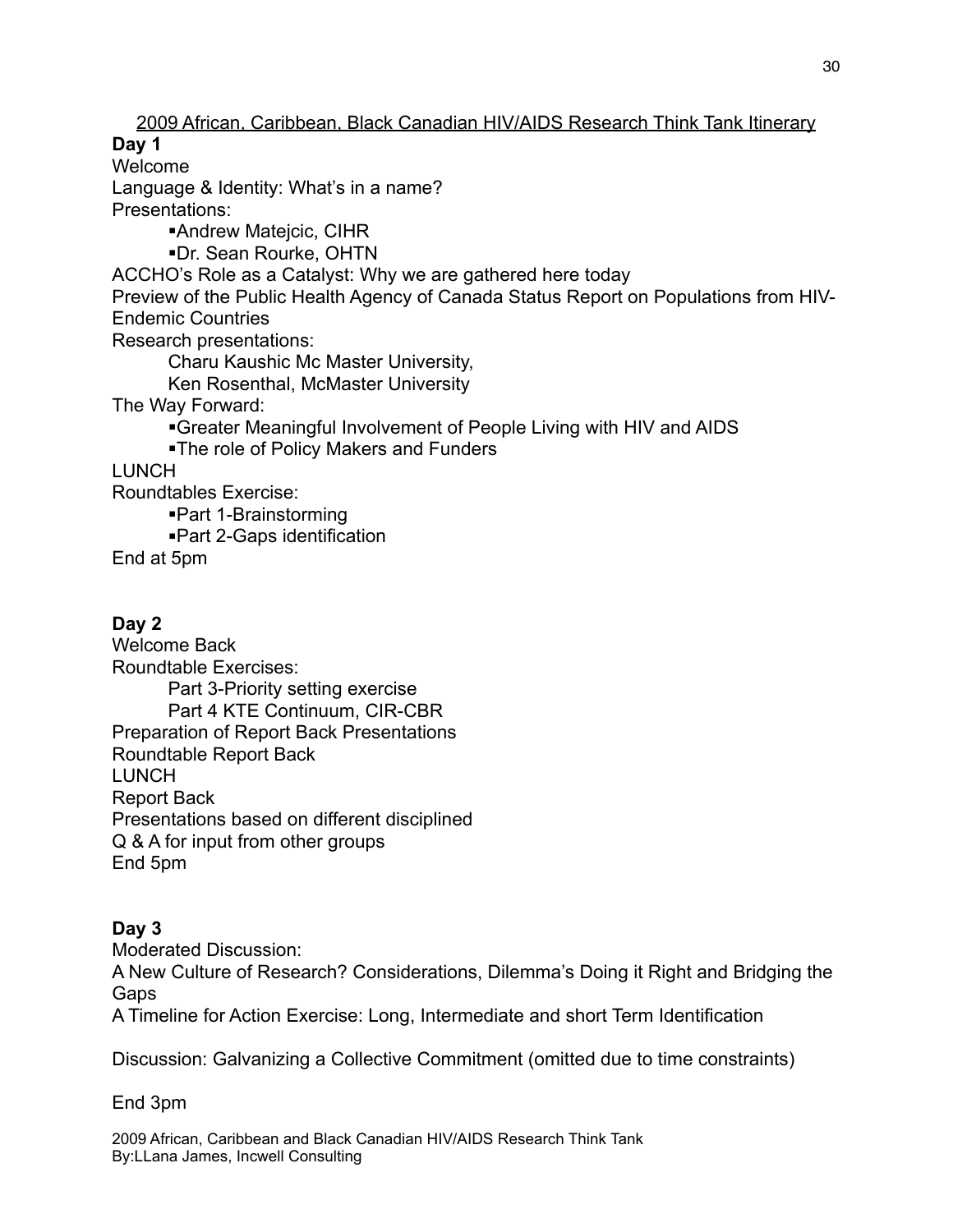2009 African, Caribbean, Black Canadian HIV/AIDS Research Think Tank Itinerary

**Day 1**

Welcome

Language & Identity: What's in a name?

Presentations:

- Andrew Matejcic, CIHR
- Dr. Sean Rourke, OHTN

ACCHO's Role as a Catalyst: Why we are gathered here today

Preview of the Public Health Agency of Canada Status Report on Populations from HIV-Endemic Countries

Research presentations:

Charu Kaushic Mc Master University,

Ken Rosenthal, McMaster University

The Way Forward:

- Greater Meaningful Involvement of People Living with HIV and AIDS
- The role of Policy Makers and Funders

LUNCH

Roundtables Exercise:

- Part 1-Brainstorming
- Part 2-Gaps identification

End at 5pm

**Day 2**

Welcome Back

Roundtable Exercises:

Part 3-Priority setting exercise

Part 4 KTE Continuum, CIR-CBR

Preparation of Report Back Presentations

Roundtable Report Back

LUNCH

Report Back

Presentations based on different disciplined

Q & A for input from other groups

End 5pm

**Day 3**

Moderated Discussion:

A New Culture of Research? Considerations, Dilemma's Doing it Right and Bridging the Gaps

A Timeline for Action Exercise: Long, Intermediate and short Term Identification

Discussion: Galvanizing a Collective Commitment (omitted due to time constraints)

End 3pm